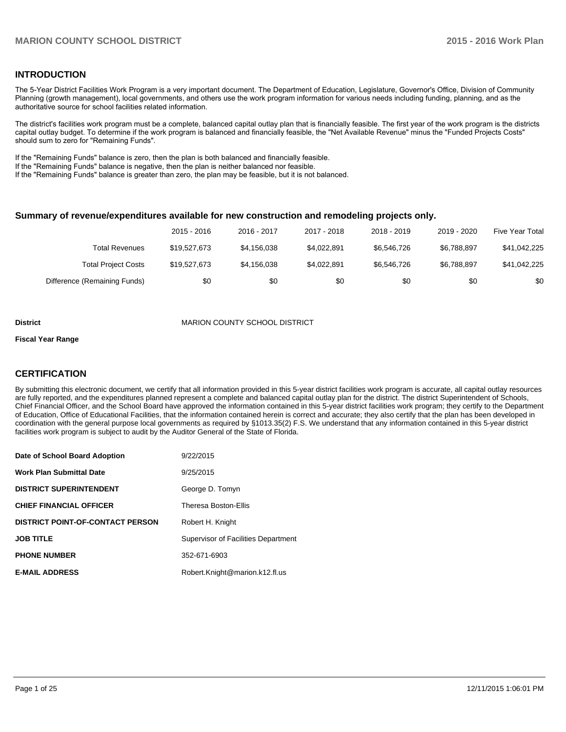## INTRODUCTION

The 5-Year District Facilities Work Program is a very important document. The Department of Education, Legislature, Governor's Office, Division of Community Planning (growth management), local governments, and others use the work program information for various needs including funding, planning, and as the authoritative source for school facilities related information.

The district's facilities work program must be a complete, balanced capital outlay plan that is financially feasible. The first year of the work program is the districts capital outlay budget. To determine if the work program is balanced and financially feasible, the "Net Available Revenue" minus the "Funded Projects Costs" should sum to zero for "Remaining Funds".

If the "Remaining Funds" balance is zero, then the plan is both balanced and financially feasible.
If the "Remaining Funds" balance is negative, then the plan is neither balanced nor feasible.
If the "Remaining Funds" balance is greater than zero, the plan may be feasible, but it is not balanced.

### Summary of revenue/expenditures available for new construction and remodeling projects only.

| | 2015 - 2016 | 2016 - 2017 | 2017 - 2018 | 2018 - 2019 | 2019 - 2020 | Five Year Total |
|---|---|---|---|---|---|---|
| Total Revenues | $19,527,673 | $4,156,038 | $4,022,891 | $6,546,726 | $6,788,897 | $41,042,225 |
| Total Project Costs | $19,527,673 | $4,156,038 | $4,022,891 | $6,546,726 | $6,788,897 | $41,042,225 |
| Difference (Remaining Funds) | $0 | $0 | $0 | $0 | $0 | $0 |

**District** MARION COUNTY SCHOOL DISTRICT

**Fiscal Year Range**

## CERTIFICATION

By submitting this electronic document, we certify that all information provided in this 5-year district facilities work program is accurate, all capital outlay resources are fully reported, and the expenditures planned represent a complete and balanced capital outlay plan for the district. The district Superintendent of Schools, Chief Financial Officer, and the School Board have approved the information contained in this 5-year district facilities work program; they certify to the Department of Education, Office of Educational Facilities, that the information contained herein is correct and accurate; they also certify that the plan has been developed in coordination with the general purpose local governments as required by §1013.35(2) F.S. We understand that any information contained in this 5-year district facilities work program is subject to audit by the Auditor General of the State of Florida.

| | |
|---|---|
| **Date of School Board Adoption** | 9/22/2015 |
| **Work Plan Submittal Date** | 9/25/2015 |
| **DISTRICT SUPERINTENDENT** | George D. Tomyn |
| **CHIEF FINANCIAL OFFICER** | Theresa Boston-Ellis |
| **DISTRICT POINT-OF-CONTACT PERSON** | Robert H. Knight |
| **JOB TITLE** | Supervisor of Facilities Department |
| **PHONE NUMBER** | 352-671-6903 |
| **E-MAIL ADDRESS** | Robert.Knight@marion.k12.fl.us |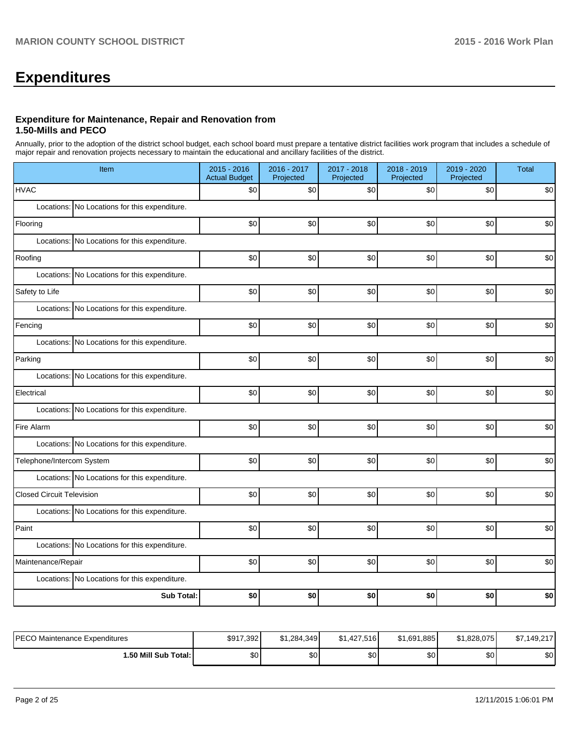# Expenditures

### Expenditure for Maintenance, Repair and Renovation from 1.50-Mills and PECO

Annually, prior to the adoption of the district school budget, each school board must prepare a tentative district facilities work program that includes a schedule of major repair and renovation projects necessary to maintain the educational and ancillary facilities of the district.

| Item | 2015 - 2016 Actual Budget | 2016 - 2017 Projected | 2017 - 2018 Projected | 2018 - 2019 Projected | 2019 - 2020 Projected | Total |
|---|---|---|---|---|---|---|
| HVAC | $0 | $0 | $0 | $0 | $0 | $0 |
| Locations: No Locations for this expenditure. | | | | | | |
| Flooring | $0 | $0 | $0 | $0 | $0 | $0 |
| Locations: No Locations for this expenditure. | | | | | | |
| Roofing | $0 | $0 | $0 | $0 | $0 | $0 |
| Locations: No Locations for this expenditure. | | | | | | |
| Safety to Life | $0 | $0 | $0 | $0 | $0 | $0 |
| Locations: No Locations for this expenditure. | | | | | | |
| Fencing | $0 | $0 | $0 | $0 | $0 | $0 |
| Locations: No Locations for this expenditure. | | | | | | |
| Parking | $0 | $0 | $0 | $0 | $0 | $0 |
| Locations: No Locations for this expenditure. | | | | | | |
| Electrical | $0 | $0 | $0 | $0 | $0 | $0 |
| Locations: No Locations for this expenditure. | | | | | | |
| Fire Alarm | $0 | $0 | $0 | $0 | $0 | $0 |
| Locations: No Locations for this expenditure. | | | | | | |
| Telephone/Intercom System | $0 | $0 | $0 | $0 | $0 | $0 |
| Locations: No Locations for this expenditure. | | | | | | |
| Closed Circuit Television | $0 | $0 | $0 | $0 | $0 | $0 |
| Locations: No Locations for this expenditure. | | | | | | |
| Paint | $0 | $0 | $0 | $0 | $0 | $0 |
| Locations: No Locations for this expenditure. | | | | | | |
| Maintenance/Repair | $0 | $0 | $0 | $0 | $0 | $0 |
| Locations: No Locations for this expenditure. | | | | | | |
| **Sub Total:** | **$0** | **$0** | **$0** | **$0** | **$0** | **$0** |

| | | | | | | |
|---|---|---|---|---|---|---|
| PECO Maintenance Expenditures | $917,392 | $1,284,349 | $1,427,516 | $1,691,885 | $1,828,075 | $7,149,217 |
| **1.50 Mill Sub Total:** | $0 | $0 | $0 | $0 | $0 | $0 |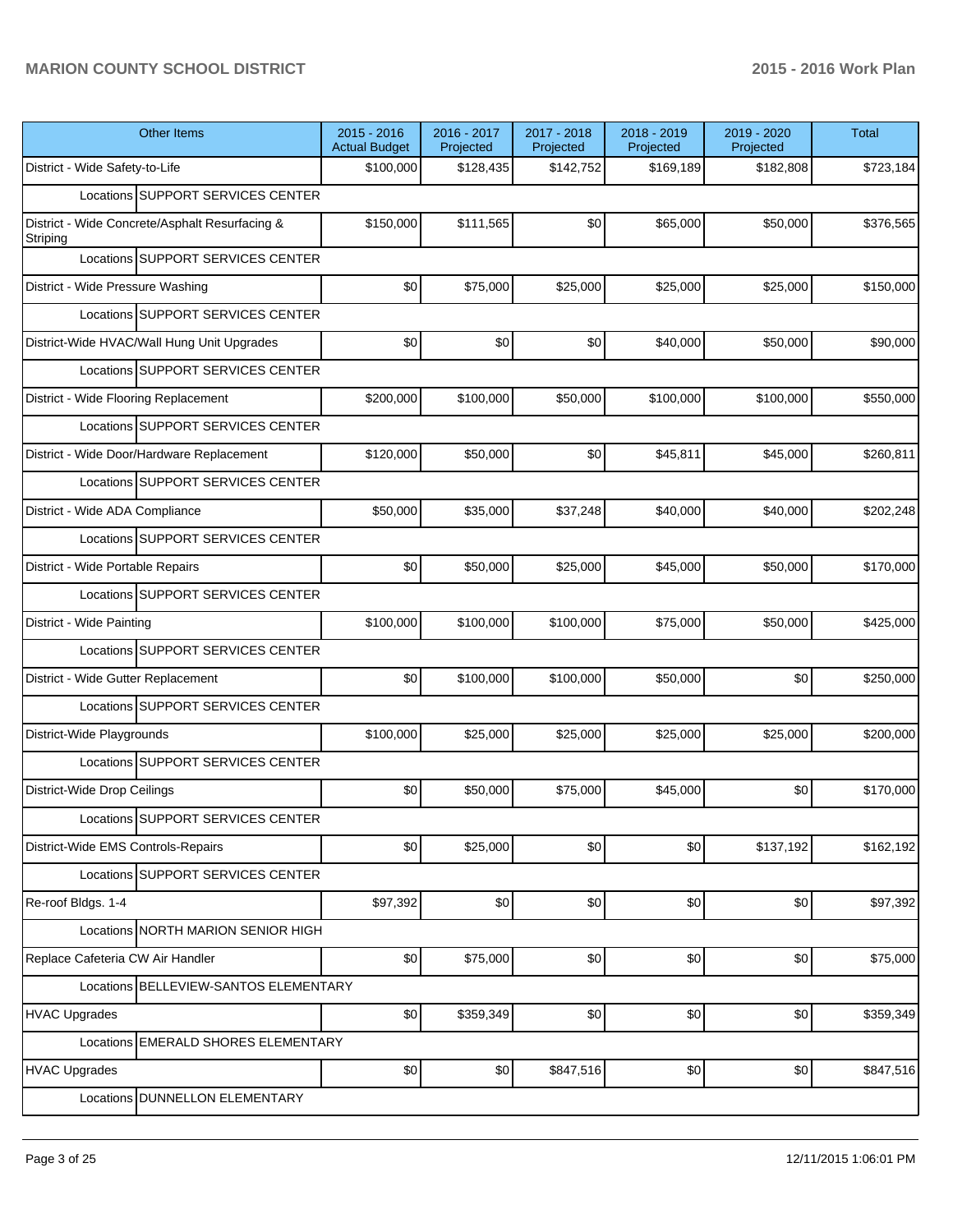| Other Items | 2015 - 2016 Actual Budget | 2016 - 2017 Projected | 2017 - 2018 Projected | 2018 - 2019 Projected | 2019 - 2020 Projected | Total |
|---|---|---|---|---|---|---|
| District - Wide Safety-to-Life | $100,000 | $128,435 | $142,752 | $169,189 | $182,808 | $723,184 |
| Locations SUPPORT SERVICES CENTER | | | | | | |
| District - Wide Concrete/Asphalt Resurfacing & Striping | $150,000 | $111,565 | $0 | $65,000 | $50,000 | $376,565 |
| Locations SUPPORT SERVICES CENTER | | | | | | |
| District - Wide Pressure Washing | $0 | $75,000 | $25,000 | $25,000 | $25,000 | $150,000 |
| Locations SUPPORT SERVICES CENTER | | | | | | |
| District-Wide HVAC/Wall Hung Unit Upgrades | $0 | $0 | $0 | $40,000 | $50,000 | $90,000 |
| Locations SUPPORT SERVICES CENTER | | | | | | |
| District - Wide Flooring Replacement | $200,000 | $100,000 | $50,000 | $100,000 | $100,000 | $550,000 |
| Locations SUPPORT SERVICES CENTER | | | | | | |
| District - Wide Door/Hardware Replacement | $120,000 | $50,000 | $0 | $45,811 | $45,000 | $260,811 |
| Locations SUPPORT SERVICES CENTER | | | | | | |
| District - Wide ADA Compliance | $50,000 | $35,000 | $37,248 | $40,000 | $40,000 | $202,248 |
| Locations SUPPORT SERVICES CENTER | | | | | | |
| District - Wide Portable Repairs | $0 | $50,000 | $25,000 | $45,000 | $50,000 | $170,000 |
| Locations SUPPORT SERVICES CENTER | | | | | | |
| District - Wide Painting | $100,000 | $100,000 | $100,000 | $75,000 | $50,000 | $425,000 |
| Locations SUPPORT SERVICES CENTER | | | | | | |
| District - Wide Gutter Replacement | $0 | $100,000 | $100,000 | $50,000 | $0 | $250,000 |
| Locations SUPPORT SERVICES CENTER | | | | | | |
| District-Wide Playgrounds | $100,000 | $25,000 | $25,000 | $25,000 | $25,000 | $200,000 |
| Locations SUPPORT SERVICES CENTER | | | | | | |
| District-Wide Drop Ceilings | $0 | $50,000 | $75,000 | $45,000 | $0 | $170,000 |
| Locations SUPPORT SERVICES CENTER | | | | | | |
| District-Wide EMS Controls-Repairs | $0 | $25,000 | $0 | $0 | $137,192 | $162,192 |
| Locations SUPPORT SERVICES CENTER | | | | | | |
| Re-roof Bldgs. 1-4 | $97,392 | $0 | $0 | $0 | $0 | $97,392 |
| Locations NORTH MARION SENIOR HIGH | | | | | | |
| Replace Cafeteria CW Air Handler | $0 | $75,000 | $0 | $0 | $0 | $75,000 |
| Locations BELLEVIEW-SANTOS ELEMENTARY | | | | | | |
| HVAC Upgrades | $0 | $359,349 | $0 | $0 | $0 | $359,349 |
| Locations EMERALD SHORES ELEMENTARY | | | | | | |
| HVAC Upgrades | $0 | $0 | $847,516 | $0 | $0 | $847,516 |
| Locations DUNNELLON ELEMENTARY | | | | | | |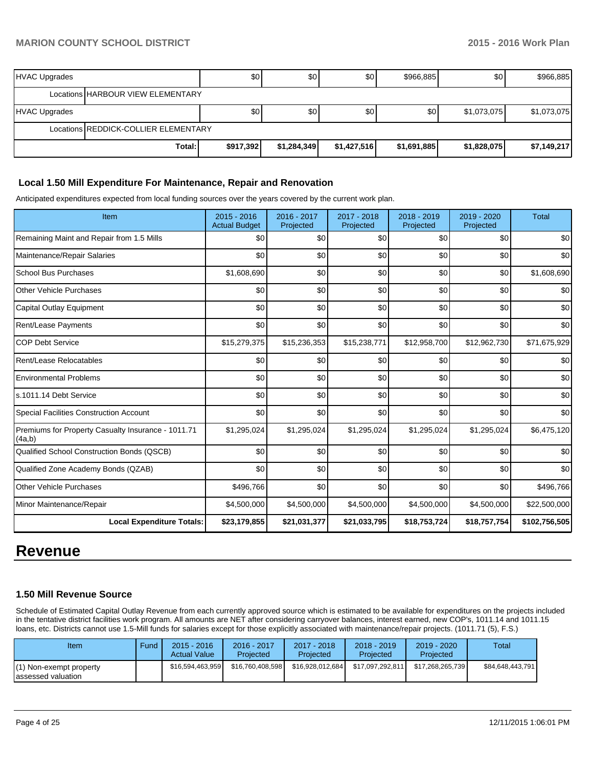| HVAC Upgrades | | $0 | $0 | $0 | $966,885 | $0 | $966,885 |
|---|---|---|---|---|---|---|---|
| | Locations HARBOUR VIEW ELEMENTARY | | | | | | |
| HVAC Upgrades | | $0 | $0 | $0 | $0 | $1,073,075 | $1,073,075 |
| | Locations REDDICK-COLLIER ELEMENTARY | | | | | | |
| | Total: | $917,392 | $1,284,349 | $1,427,516 | $1,691,885 | $1,828,075 | $7,149,217 |

### Local 1.50 Mill Expenditure For Maintenance, Repair and Renovation

Anticipated expenditures expected from local funding sources over the years covered by the current work plan.

| Item | 2015 - 2016 Actual Budget | 2016 - 2017 Projected | 2017 - 2018 Projected | 2018 - 2019 Projected | 2019 - 2020 Projected | Total |
|---|---|---|---|---|---|---|
| Remaining Maint and Repair from 1.5 Mills | $0 | $0 | $0 | $0 | $0 | $0 |
| Maintenance/Repair Salaries | $0 | $0 | $0 | $0 | $0 | $0 |
| School Bus Purchases | $1,608,690 | $0 | $0 | $0 | $0 | $1,608,690 |
| Other Vehicle Purchases | $0 | $0 | $0 | $0 | $0 | $0 |
| Capital Outlay Equipment | $0 | $0 | $0 | $0 | $0 | $0 |
| Rent/Lease Payments | $0 | $0 | $0 | $0 | $0 | $0 |
| COP Debt Service | $15,279,375 | $15,236,353 | $15,238,771 | $12,958,700 | $12,962,730 | $71,675,929 |
| Rent/Lease Relocatables | $0 | $0 | $0 | $0 | $0 | $0 |
| Environmental Problems | $0 | $0 | $0 | $0 | $0 | $0 |
| s.1011.14 Debt Service | $0 | $0 | $0 | $0 | $0 | $0 |
| Special Facilities Construction Account | $0 | $0 | $0 | $0 | $0 | $0 |
| Premiums for Property Casualty Insurance - 1011.71 (4a,b) | $1,295,024 | $1,295,024 | $1,295,024 | $1,295,024 | $1,295,024 | $6,475,120 |
| Qualified School Construction Bonds (QSCB) | $0 | $0 | $0 | $0 | $0 | $0 |
| Qualified Zone Academy Bonds (QZAB) | $0 | $0 | $0 | $0 | $0 | $0 |
| Other Vehicle Purchases | $496,766 | $0 | $0 | $0 | $0 | $496,766 |
| Minor Maintenance/Repair | $4,500,000 | $4,500,000 | $4,500,000 | $4,500,000 | $4,500,000 | $22,500,000 |
| **Local Expenditure Totals:** | **$23,179,855** | **$21,031,377** | **$21,033,795** | **$18,753,724** | **$18,757,754** | **$102,756,505** |

# Revenue

### 1.50 Mill Revenue Source

Schedule of Estimated Capital Outlay Revenue from each currently approved source which is estimated to be available for expenditures on the projects included in the tentative district facilities work program. All amounts are NET after considering carryover balances, interest earned, new COP's, 1011.14 and 1011.15 loans, etc. Districts cannot use 1.5-Mill funds for salaries except for those explicitly associated with maintenance/repair projects. (1011.71 (5), F.S.)

| Item | Fund | 2015 - 2016 Actual Value | 2016 - 2017 Projected | 2017 - 2018 Projected | 2018 - 2019 Projected | 2019 - 2020 Projected | Total |
|---|---|---|---|---|---|---|---|
| (1) Non-exempt property assessed valuation | | $16,594,463,959 | $16,760,408,598 | $16,928,012,684 | $17,097,292,811 | $17,268,265,739 | $84,648,443,791 |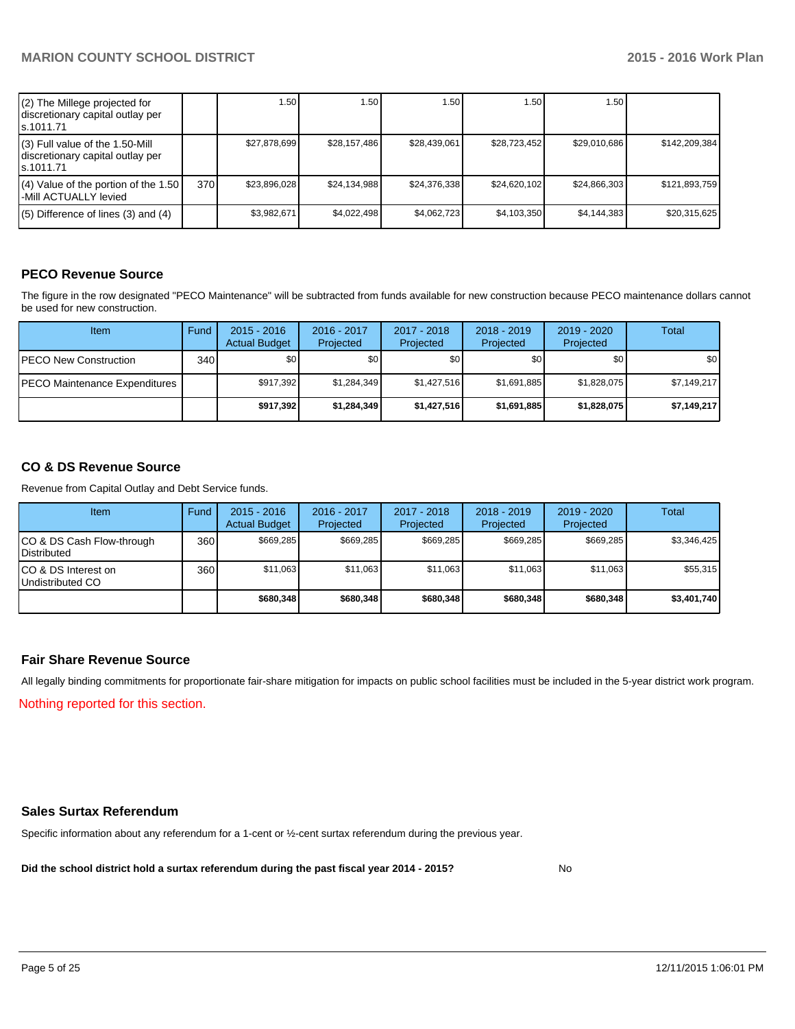| | | | | | | | |
|---|---|---|---|---|---|---|---|
| (2) The Millege projected for discretionary capital outlay per s.1011.71 | | 1.50 | 1.50 | 1.50 | 1.50 | 1.50 | |
| (3) Full value of the 1.50-Mill discretionary capital outlay per s.1011.71 | | $27,878,699 | $28,157,486 | $28,439,061 | $28,723,452 | $29,010,686 | $142,209,384 |
| (4) Value of the portion of the 1.50 -Mill ACTUALLY levied | 370 | $23,896,028 | $24,134,988 | $24,376,338 | $24,620,102 | $24,866,303 | $121,893,759 |
| (5) Difference of lines (3) and (4) | | $3,982,671 | $4,022,498 | $4,062,723 | $4,103,350 | $4,144,383 | $20,315,625 |

## PECO Revenue Source

The figure in the row designated "PECO Maintenance" will be subtracted from funds available for new construction because PECO maintenance dollars cannot be used for new construction.

| Item | Fund | 2015 - 2016 Actual Budget | 2016 - 2017 Projected | 2017 - 2018 Projected | 2018 - 2019 Projected | 2019 - 2020 Projected | Total |
|---|---|---|---|---|---|---|---|
| PECO New Construction | 340 | $0 | $0 | $0 | $0 | $0 | $0 |
| PECO Maintenance Expenditures | | $917,392 | $1,284,349 | $1,427,516 | $1,691,885 | $1,828,075 | $7,149,217 |
| | | **$917,392** | **$1,284,349** | **$1,427,516** | **$1,691,885** | **$1,828,075** | **$7,149,217** |

## CO & DS Revenue Source

Revenue from Capital Outlay and Debt Service funds.

| Item | Fund | 2015 - 2016 Actual Budget | 2016 - 2017 Projected | 2017 - 2018 Projected | 2018 - 2019 Projected | 2019 - 2020 Projected | Total |
|---|---|---|---|---|---|---|---|
| CO & DS Cash Flow-through Distributed | 360 | $669,285 | $669,285 | $669,285 | $669,285 | $669,285 | $3,346,425 |
| CO & DS Interest on Undistributed CO | 360 | $11,063 | $11,063 | $11,063 | $11,063 | $11,063 | $55,315 |
| | | **$680,348** | **$680,348** | **$680,348** | **$680,348** | **$680,348** | **$3,401,740** |

## Fair Share Revenue Source

All legally binding commitments for proportionate fair-share mitigation for impacts on public school facilities must be included in the 5-year district work program.

Nothing reported for this section.

## Sales Surtax Referendum

Specific information about any referendum for a 1-cent or ½-cent surtax referendum during the previous year.

**Did the school district hold a surtax referendum during the past fiscal year 2014 - 2015?** No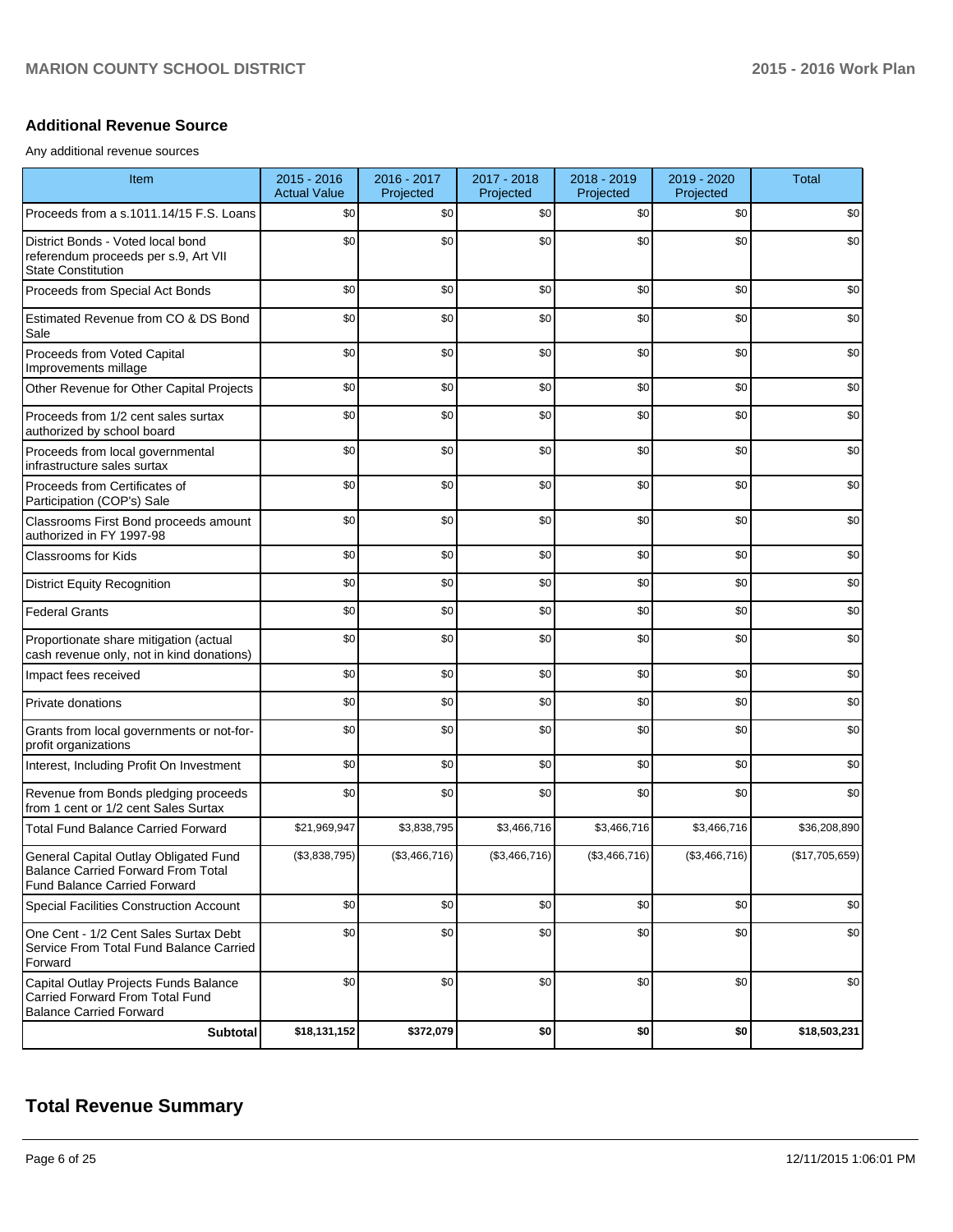## Additional Revenue Source

Any additional revenue sources

| Item | 2015 - 2016 Actual Value | 2016 - 2017 Projected | 2017 - 2018 Projected | 2018 - 2019 Projected | 2019 - 2020 Projected | Total |
|---|---|---|---|---|---|---|
| Proceeds from a s.1011.14/15 F.S. Loans | $0 | $0 | $0 | $0 | $0 | $0 |
| District Bonds - Voted local bond referendum proceeds per s.9, Art VII State Constitution | $0 | $0 | $0 | $0 | $0 | $0 |
| Proceeds from Special Act Bonds | $0 | $0 | $0 | $0 | $0 | $0 |
| Estimated Revenue from CO & DS Bond Sale | $0 | $0 | $0 | $0 | $0 | $0 |
| Proceeds from Voted Capital Improvements millage | $0 | $0 | $0 | $0 | $0 | $0 |
| Other Revenue for Other Capital Projects | $0 | $0 | $0 | $0 | $0 | $0 |
| Proceeds from 1/2 cent sales surtax authorized by school board | $0 | $0 | $0 | $0 | $0 | $0 |
| Proceeds from local governmental infrastructure sales surtax | $0 | $0 | $0 | $0 | $0 | $0 |
| Proceeds from Certificates of Participation (COP's) Sale | $0 | $0 | $0 | $0 | $0 | $0 |
| Classrooms First Bond proceeds amount authorized in FY 1997-98 | $0 | $0 | $0 | $0 | $0 | $0 |
| Classrooms for Kids | $0 | $0 | $0 | $0 | $0 | $0 |
| District Equity Recognition | $0 | $0 | $0 | $0 | $0 | $0 |
| Federal Grants | $0 | $0 | $0 | $0 | $0 | $0 |
| Proportionate share mitigation (actual cash revenue only, not in kind donations) | $0 | $0 | $0 | $0 | $0 | $0 |
| Impact fees received | $0 | $0 | $0 | $0 | $0 | $0 |
| Private donations | $0 | $0 | $0 | $0 | $0 | $0 |
| Grants from local governments or not-for-profit organizations | $0 | $0 | $0 | $0 | $0 | $0 |
| Interest, Including Profit On Investment | $0 | $0 | $0 | $0 | $0 | $0 |
| Revenue from Bonds pledging proceeds from 1 cent or 1/2 cent Sales Surtax | $0 | $0 | $0 | $0 | $0 | $0 |
| Total Fund Balance Carried Forward | $21,969,947 | $3,838,795 | $3,466,716 | $3,466,716 | $3,466,716 | $36,208,890 |
| General Capital Outlay Obligated Fund Balance Carried Forward From Total Fund Balance Carried Forward | ($3,838,795) | ($3,466,716) | ($3,466,716) | ($3,466,716) | ($3,466,716) | ($17,705,659) |
| Special Facilities Construction Account | $0 | $0 | $0 | $0 | $0 | $0 |
| One Cent - 1/2 Cent Sales Surtax Debt Service From Total Fund Balance Carried Forward | $0 | $0 | $0 | $0 | $0 | $0 |
| Capital Outlay Projects Funds Balance Carried Forward From Total Fund Balance Carried Forward | $0 | $0 | $0 | $0 | $0 | $0 |
| **Subtotal** | **$18,131,152** | **$372,079** | **$0** | **$0** | **$0** | **$18,503,231** |

# Total Revenue Summary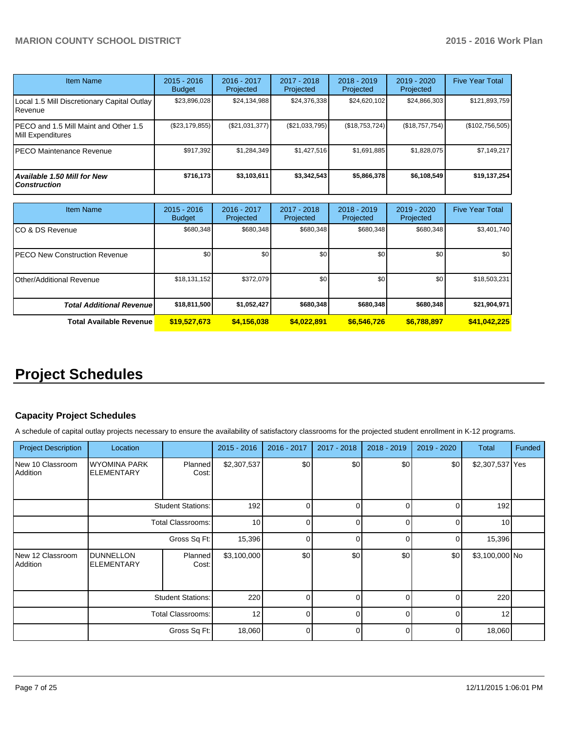| Item Name | 2015 - 2016 Budget | 2016 - 2017 Projected | 2017 - 2018 Projected | 2018 - 2019 Projected | 2019 - 2020 Projected | Five Year Total |
|---|---|---|---|---|---|---|
| Local 1.5 Mill Discretionary Capital Outlay Revenue | $23,896,028 | $24,134,988 | $24,376,338 | $24,620,102 | $24,866,303 | $121,893,759 |
| PECO and 1.5 Mill Maint and Other 1.5 Mill Expenditures | ($23,179,855) | ($21,031,377) | ($21,033,795) | ($18,753,724) | ($18,757,754) | ($102,756,505) |
| PECO Maintenance Revenue | $917,392 | $1,284,349 | $1,427,516 | $1,691,885 | $1,828,075 | $7,149,217 |
| ***Available 1.50 Mill for New Construction*** | **$716,173** | **$3,103,611** | **$3,342,543** | **$5,866,378** | **$6,108,549** | **$19,137,254** |

| Item Name | 2015 - 2016 Budget | 2016 - 2017 Projected | 2017 - 2018 Projected | 2018 - 2019 Projected | 2019 - 2020 Projected | Five Year Total |
|---|---|---|---|---|---|---|
| CO & DS Revenue | $680,348 | $680,348 | $680,348 | $680,348 | $680,348 | $3,401,740 |
| PECO New Construction Revenue | $0 | $0 | $0 | $0 | $0 | $0 |
| Other/Additional Revenue | $18,131,152 | $372,079 | $0 | $0 | $0 | $18,503,231 |
| ***Total Additional Revenue*** | **$18,811,500** | **$1,052,427** | **$680,348** | **$680,348** | **$680,348** | **$21,904,971** |
| **Total Available Revenue** | **$19,527,673** | **$4,156,038** | **$4,022,891** | **$6,546,726** | **$6,788,897** | **$41,042,225** |

# Project Schedules

### Capacity Project Schedules

A schedule of capital outlay projects necessary to ensure the availability of satisfactory classrooms for the projected student enrollment in K-12 programs.

| Project Description | Location | | 2015 - 2016 | 2016 - 2017 | 2017 - 2018 | 2018 - 2019 | 2019 - 2020 | Total | Funded |
|---|---|---|---|---|---|---|---|---|---|
| New 10 Classroom Addition | WYOMINA PARK ELEMENTARY | Planned Cost: | $2,307,537 | $0 | $0 | $0 | $0 | $2,307,537 | Yes |
| | | Student Stations: | 192 | 0 | 0 | 0 | 0 | 192 | |
| | | Total Classrooms: | 10 | 0 | 0 | 0 | 0 | 10 | |
| | | Gross Sq Ft: | 15,396 | 0 | 0 | 0 | 0 | 15,396 | |
| New 12 Classroom Addition | DUNNELLON ELEMENTARY | Planned Cost: | $3,100,000 | $0 | $0 | $0 | $0 | $3,100,000 | No |
| | | Student Stations: | 220 | 0 | 0 | 0 | 0 | 220 | |
| | | Total Classrooms: | 12 | 0 | 0 | 0 | 0 | 12 | |
| | | Gross Sq Ft: | 18,060 | 0 | 0 | 0 | 0 | 18,060 | |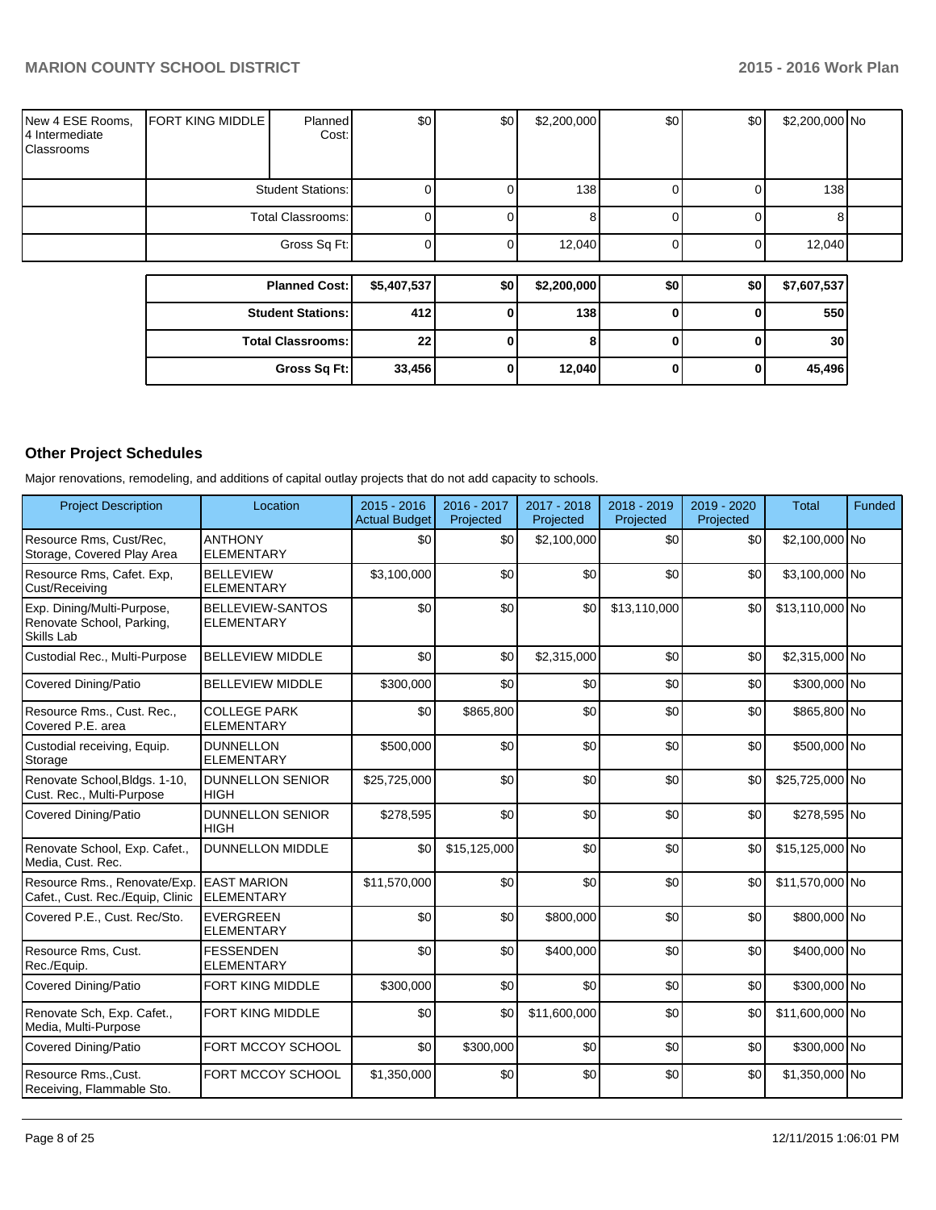| | | | | | | | | | |
|---|---|---|---|---|---|---|---|---|---|
| New 4 ESE Rooms, 4 Intermediate Classrooms | FORT KING MIDDLE | Planned Cost: | $0 | $0 | $2,200,000 | $0 | $0 | $2,200,000 | No |
| | | Student Stations: | 0 | 0 | 138 | 0 | 0 | 138 | |
| | | Total Classrooms: | 0 | 0 | 8 | 0 | 0 | 8 | |
| | | Gross Sq Ft: | 0 | 0 | 12,040 | 0 | 0 | 12,040 | |

| | | | | | | |
|---|---|---|---|---|---|---|
| **Planned Cost:** | **$5,407,537** | **$0** | **$2,200,000** | **$0** | **$0** | **$7,607,537** |
| **Student Stations:** | **412** | **0** | **138** | **0** | **0** | **550** |
| **Total Classrooms:** | **22** | **0** | **8** | **0** | **0** | **30** |
| **Gross Sq Ft:** | **33,456** | **0** | **12,040** | **0** | **0** | **45,496** |

## Other Project Schedules

Major renovations, remodeling, and additions of capital outlay projects that do not add capacity to schools.

| Project Description | Location | 2015 - 2016 Actual Budget | 2016 - 2017 Projected | 2017 - 2018 Projected | 2018 - 2019 Projected | 2019 - 2020 Projected | Total | Funded |
|---|---|---|---|---|---|---|---|---|
| Resource Rms, Cust/Rec, Storage, Covered Play Area | ANTHONY ELEMENTARY | $0 | $0 | $2,100,000 | $0 | $0 | $2,100,000 | No |
| Resource Rms, Cafet. Exp, Cust/Receiving | BELLEVIEW ELEMENTARY | $3,100,000 | $0 | $0 | $0 | $0 | $3,100,000 | No |
| Exp. Dining/Multi-Purpose, Renovate School, Parking, Skills Lab | BELLEVIEW-SANTOS ELEMENTARY | $0 | $0 | $0 | $13,110,000 | $0 | $13,110,000 | No |
| Custodial Rec., Multi-Purpose | BELLEVIEW MIDDLE | $0 | $0 | $2,315,000 | $0 | $0 | $2,315,000 | No |
| Covered Dining/Patio | BELLEVIEW MIDDLE | $300,000 | $0 | $0 | $0 | $0 | $300,000 | No |
| Resource Rms., Cust. Rec., Covered P.E. area | COLLEGE PARK ELEMENTARY | $0 | $865,800 | $0 | $0 | $0 | $865,800 | No |
| Custodial receiving, Equip. Storage | DUNNELLON ELEMENTARY | $500,000 | $0 | $0 | $0 | $0 | $500,000 | No |
| Renovate School,Bldgs. 1-10, Cust. Rec., Multi-Purpose | DUNNELLON SENIOR HIGH | $25,725,000 | $0 | $0 | $0 | $0 | $25,725,000 | No |
| Covered Dining/Patio | DUNNELLON SENIOR HIGH | $278,595 | $0 | $0 | $0 | $0 | $278,595 | No |
| Renovate School, Exp. Cafet., Media, Cust. Rec. | DUNNELLON MIDDLE | $0 | $15,125,000 | $0 | $0 | $0 | $15,125,000 | No |
| Resource Rms., Renovate/Exp. Cafet., Cust. Rec./Equip, Clinic | EAST MARION ELEMENTARY | $11,570,000 | $0 | $0 | $0 | $0 | $11,570,000 | No |
| Covered P.E., Cust. Rec/Sto. | EVERGREEN ELEMENTARY | $0 | $0 | $800,000 | $0 | $0 | $800,000 | No |
| Resource Rms, Cust. Rec./Equip. | FESSENDEN ELEMENTARY | $0 | $0 | $400,000 | $0 | $0 | $400,000 | No |
| Covered Dining/Patio | FORT KING MIDDLE | $300,000 | $0 | $0 | $0 | $0 | $300,000 | No |
| Renovate Sch, Exp. Cafet., Media, Multi-Purpose | FORT KING MIDDLE | $0 | $0 | $11,600,000 | $0 | $0 | $11,600,000 | No |
| Covered Dining/Patio | FORT MCCOY SCHOOL | $0 | $300,000 | $0 | $0 | $0 | $300,000 | No |
| Resource Rms.,Cust. Receiving, Flammable Sto. | FORT MCCOY SCHOOL | $1,350,000 | $0 | $0 | $0 | $0 | $1,350,000 | No |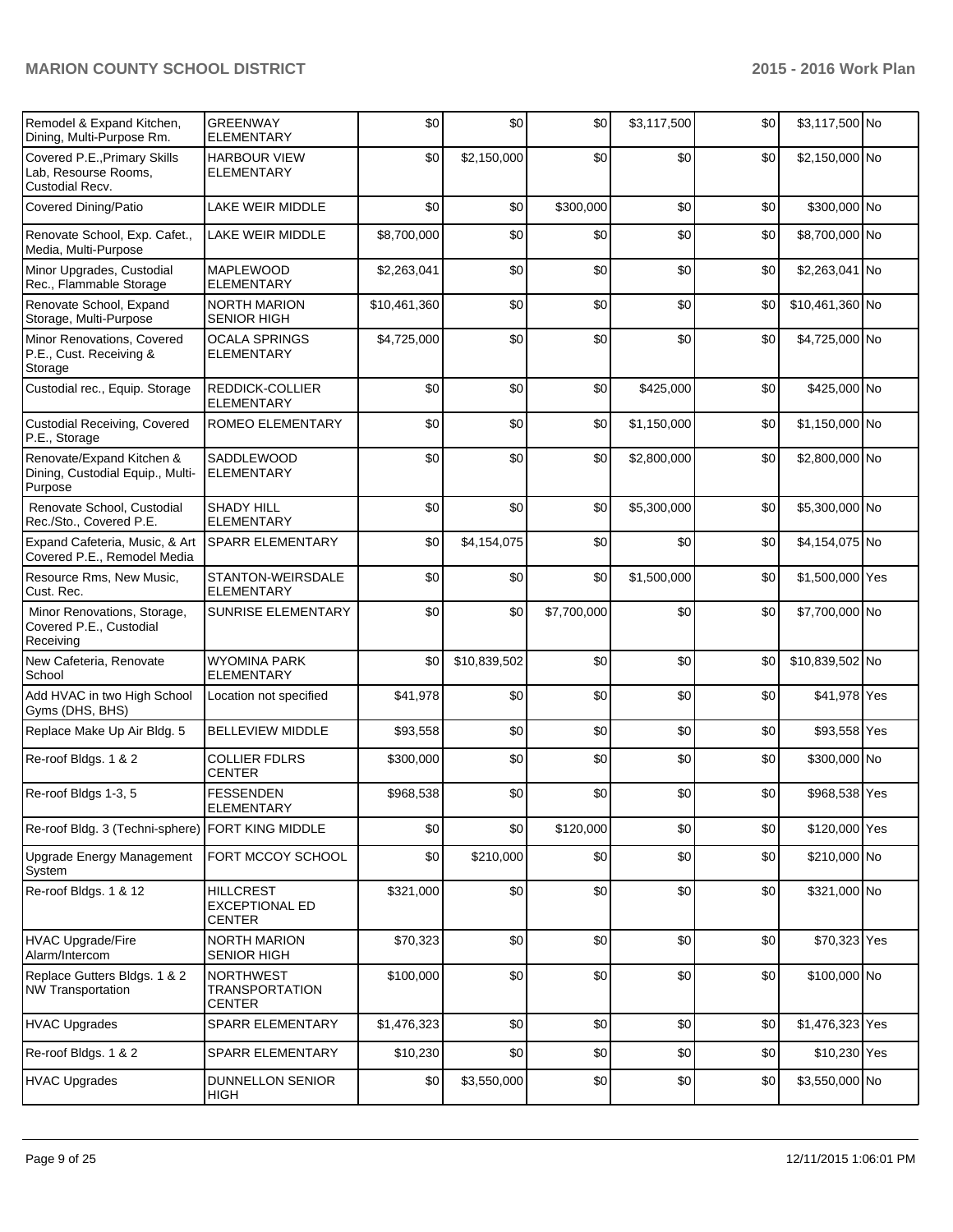| | | | | | | | | |
|---|---|---|---|---|---|---|---|---|
| Remodel & Expand Kitchen, Dining, Multi-Purpose Rm. | GREENWAY ELEMENTARY | $0 | $0 | $0 | $3,117,500 | $0 | $3,117,500 | No |
| Covered P.E.,Primary Skills Lab, Resourse Rooms, Custodial Recv. | HARBOUR VIEW ELEMENTARY | $0 | $2,150,000 | $0 | $0 | $0 | $2,150,000 | No |
| Covered Dining/Patio | LAKE WEIR MIDDLE | $0 | $0 | $300,000 | $0 | $0 | $300,000 | No |
| Renovate School, Exp. Cafet., Media, Multi-Purpose | LAKE WEIR MIDDLE | $8,700,000 | $0 | $0 | $0 | $0 | $8,700,000 | No |
| Minor Upgrades, Custodial Rec., Flammable Storage | MAPLEWOOD ELEMENTARY | $2,263,041 | $0 | $0 | $0 | $0 | $2,263,041 | No |
| Renovate School, Expand Storage, Multi-Purpose | NORTH MARION SENIOR HIGH | $10,461,360 | $0 | $0 | $0 | $0 | $10,461,360 | No |
| Minor Renovations, Covered P.E., Cust. Receiving & Storage | OCALA SPRINGS ELEMENTARY | $4,725,000 | $0 | $0 | $0 | $0 | $4,725,000 | No |
| Custodial rec., Equip. Storage | REDDICK-COLLIER ELEMENTARY | $0 | $0 | $0 | $425,000 | $0 | $425,000 | No |
| Custodial Receiving, Covered P.E., Storage | ROMEO ELEMENTARY | $0 | $0 | $0 | $1,150,000 | $0 | $1,150,000 | No |
| Renovate/Expand Kitchen & Dining, Custodial Equip., Multi-Purpose | SADDLEWOOD ELEMENTARY | $0 | $0 | $0 | $2,800,000 | $0 | $2,800,000 | No |
| Renovate School, Custodial Rec./Sto., Covered P.E. | SHADY HILL ELEMENTARY | $0 | $0 | $0 | $5,300,000 | $0 | $5,300,000 | No |
| Expand Cafeteria, Music, & Art Covered P.E., Remodel Media | SPARR ELEMENTARY | $0 | $4,154,075 | $0 | $0 | $0 | $4,154,075 | No |
| Resource Rms, New Music, Cust. Rec. | STANTON-WEIRSDALE ELEMENTARY | $0 | $0 | $0 | $1,500,000 | $0 | $1,500,000 | Yes |
| Minor Renovations, Storage, Covered P.E., Custodial Receiving | SUNRISE ELEMENTARY | $0 | $0 | $7,700,000 | $0 | $0 | $7,700,000 | No |
| New Cafeteria, Renovate School | WYOMINA PARK ELEMENTARY | $0 | $10,839,502 | $0 | $0 | $0 | $10,839,502 | No |
| Add HVAC in two High School Gyms (DHS, BHS) | Location not specified | $41,978 | $0 | $0 | $0 | $0 | $41,978 | Yes |
| Replace Make Up Air Bldg. 5 | BELLEVIEW MIDDLE | $93,558 | $0 | $0 | $0 | $0 | $93,558 | Yes |
| Re-roof Bldgs. 1 & 2 | COLLIER FDLRS CENTER | $300,000 | $0 | $0 | $0 | $0 | $300,000 | No |
| Re-roof Bldgs 1-3, 5 | FESSENDEN ELEMENTARY | $968,538 | $0 | $0 | $0 | $0 | $968,538 | Yes |
| Re-roof Bldg. 3 (Techni-sphere) | FORT KING MIDDLE | $0 | $0 | $120,000 | $0 | $0 | $120,000 | Yes |
| Upgrade Energy Management System | FORT MCCOY SCHOOL | $0 | $210,000 | $0 | $0 | $0 | $210,000 | No |
| Re-roof Bldgs. 1 & 12 | HILLCREST EXCEPTIONAL ED CENTER | $321,000 | $0 | $0 | $0 | $0 | $321,000 | No |
| HVAC Upgrade/Fire Alarm/Intercom | NORTH MARION SENIOR HIGH | $70,323 | $0 | $0 | $0 | $0 | $70,323 | Yes |
| Replace Gutters Bldgs. 1 & 2 NW Transportation | NORTHWEST TRANSPORTATION CENTER | $100,000 | $0 | $0 | $0 | $0 | $100,000 | No |
| HVAC Upgrades | SPARR ELEMENTARY | $1,476,323 | $0 | $0 | $0 | $0 | $1,476,323 | Yes |
| Re-roof Bldgs. 1 & 2 | SPARR ELEMENTARY | $10,230 | $0 | $0 | $0 | $0 | $10,230 | Yes |
| HVAC Upgrades | DUNNELLON SENIOR HIGH | $0 | $3,550,000 | $0 | $0 | $0 | $3,550,000 | No |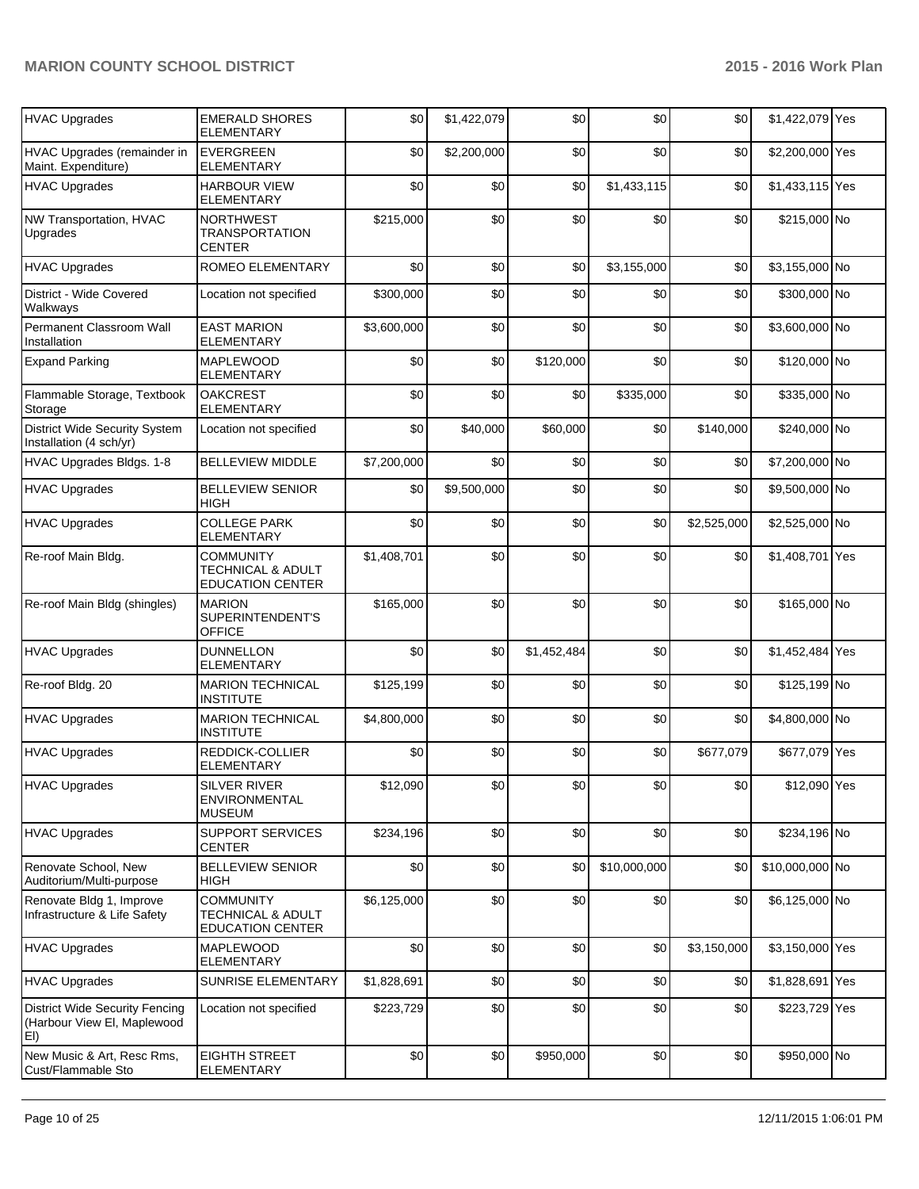| HVAC Upgrades | EMERALD SHORES ELEMENTARY | $0 | $1,422,079 | $0 | $0 | $0 | $1,422,079 | Yes |
|---|---|---|---|---|---|---|---|---|
| HVAC Upgrades (remainder in Maint. Expenditure) | EVERGREEN ELEMENTARY | $0 | $2,200,000 | $0 | $0 | $0 | $2,200,000 | Yes |
| HVAC Upgrades | HARBOUR VIEW ELEMENTARY | $0 | $0 | $0 | $1,433,115 | $0 | $1,433,115 | Yes |
| NW Transportation, HVAC Upgrades | NORTHWEST TRANSPORTATION CENTER | $215,000 | $0 | $0 | $0 | $0 | $215,000 | No |
| HVAC Upgrades | ROMEO ELEMENTARY | $0 | $0 | $0 | $3,155,000 | $0 | $3,155,000 | No |
| District - Wide Covered Walkways | Location not specified | $300,000 | $0 | $0 | $0 | $0 | $300,000 | No |
| Permanent Classroom Wall Installation | EAST MARION ELEMENTARY | $3,600,000 | $0 | $0 | $0 | $0 | $3,600,000 | No |
| Expand Parking | MAPLEWOOD ELEMENTARY | $0 | $0 | $120,000 | $0 | $0 | $120,000 | No |
| Flammable Storage, Textbook Storage | OAKCREST ELEMENTARY | $0 | $0 | $0 | $335,000 | $0 | $335,000 | No |
| District Wide Security System Installation (4 sch/yr) | Location not specified | $0 | $40,000 | $60,000 | $0 | $140,000 | $240,000 | No |
| HVAC Upgrades Bldgs. 1-8 | BELLEVIEW MIDDLE | $7,200,000 | $0 | $0 | $0 | $0 | $7,200,000 | No |
| HVAC Upgrades | BELLEVIEW SENIOR HIGH | $0 | $9,500,000 | $0 | $0 | $0 | $9,500,000 | No |
| HVAC Upgrades | COLLEGE PARK ELEMENTARY | $0 | $0 | $0 | $0 | $2,525,000 | $2,525,000 | No |
| Re-roof Main Bldg. | COMMUNITY TECHNICAL & ADULT EDUCATION CENTER | $1,408,701 | $0 | $0 | $0 | $0 | $1,408,701 | Yes |
| Re-roof Main Bldg (shingles) | MARION SUPERINTENDENT'S OFFICE | $165,000 | $0 | $0 | $0 | $0 | $165,000 | No |
| HVAC Upgrades | DUNNELLON ELEMENTARY | $0 | $0 | $1,452,484 | $0 | $0 | $1,452,484 | Yes |
| Re-roof Bldg. 20 | MARION TECHNICAL INSTITUTE | $125,199 | $0 | $0 | $0 | $0 | $125,199 | No |
| HVAC Upgrades | MARION TECHNICAL INSTITUTE | $4,800,000 | $0 | $0 | $0 | $0 | $4,800,000 | No |
| HVAC Upgrades | REDDICK-COLLIER ELEMENTARY | $0 | $0 | $0 | $0 | $677,079 | $677,079 | Yes |
| HVAC Upgrades | SILVER RIVER ENVIRONMENTAL MUSEUM | $12,090 | $0 | $0 | $0 | $0 | $12,090 | Yes |
| HVAC Upgrades | SUPPORT SERVICES CENTER | $234,196 | $0 | $0 | $0 | $0 | $234,196 | No |
| Renovate School, New Auditorium/Multi-purpose | BELLEVIEW SENIOR HIGH | $0 | $0 | $0 | $10,000,000 | $0 | $10,000,000 | No |
| Renovate Bldg 1, Improve Infrastructure & Life Safety | COMMUNITY TECHNICAL & ADULT EDUCATION CENTER | $6,125,000 | $0 | $0 | $0 | $0 | $6,125,000 | No |
| HVAC Upgrades | MAPLEWOOD ELEMENTARY | $0 | $0 | $0 | $0 | $3,150,000 | $3,150,000 | Yes |
| HVAC Upgrades | SUNRISE ELEMENTARY | $1,828,691 | $0 | $0 | $0 | $0 | $1,828,691 | Yes |
| District Wide Security Fencing (Harbour View El, Maplewood El) | Location not specified | $223,729 | $0 | $0 | $0 | $0 | $223,729 | Yes |
| New Music & Art, Resc Rms, Cust/Flammable Sto | EIGHTH STREET ELEMENTARY | $0 | $0 | $950,000 | $0 | $0 | $950,000 | No |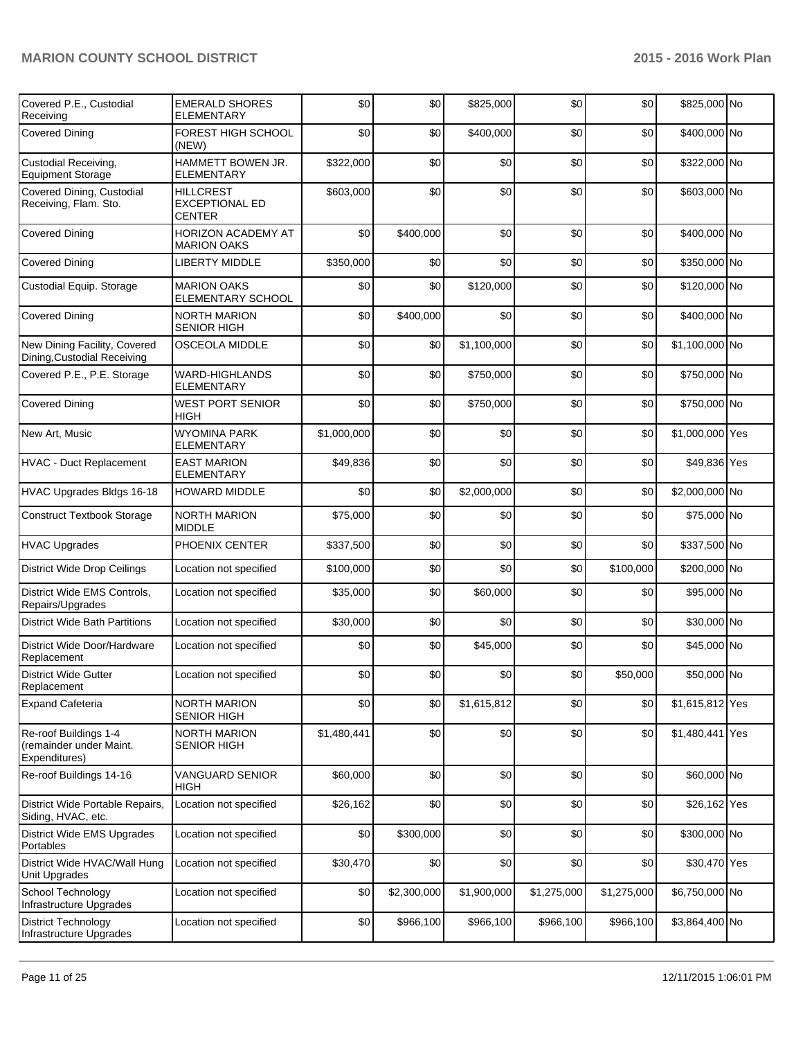| Covered P.E., Custodial Receiving | EMERALD SHORES ELEMENTARY | $0 | $0 | $825,000 | $0 | $0 | $825,000 | No |
|---|---|---|---|---|---|---|---|---|
| Covered Dining | FOREST HIGH SCHOOL (NEW) | $0 | $0 | $400,000 | $0 | $0 | $400,000 | No |
| Custodial Receiving, Equipment Storage | HAMMETT BOWEN JR. ELEMENTARY | $322,000 | $0 | $0 | $0 | $0 | $322,000 | No |
| Covered Dining, Custodial Receiving, Flam. Sto. | HILLCREST EXCEPTIONAL ED CENTER | $603,000 | $0 | $0 | $0 | $0 | $603,000 | No |
| Covered Dining | HORIZON ACADEMY AT MARION OAKS | $0 | $400,000 | $0 | $0 | $0 | $400,000 | No |
| Covered Dining | LIBERTY MIDDLE | $350,000 | $0 | $0 | $0 | $0 | $350,000 | No |
| Custodial Equip. Storage | MARION OAKS ELEMENTARY SCHOOL | $0 | $0 | $120,000 | $0 | $0 | $120,000 | No |
| Covered Dining | NORTH MARION SENIOR HIGH | $0 | $400,000 | $0 | $0 | $0 | $400,000 | No |
| New Dining Facility, Covered Dining,Custodial Receiving | OSCEOLA MIDDLE | $0 | $0 | $1,100,000 | $0 | $0 | $1,100,000 | No |
| Covered P.E., P.E. Storage | WARD-HIGHLANDS ELEMENTARY | $0 | $0 | $750,000 | $0 | $0 | $750,000 | No |
| Covered Dining | WEST PORT SENIOR HIGH | $0 | $0 | $750,000 | $0 | $0 | $750,000 | No |
| New Art, Music | WYOMINA PARK ELEMENTARY | $1,000,000 | $0 | $0 | $0 | $0 | $1,000,000 | Yes |
| HVAC - Duct Replacement | EAST MARION ELEMENTARY | $49,836 | $0 | $0 | $0 | $0 | $49,836 | Yes |
| HVAC Upgrades Bldgs 16-18 | HOWARD MIDDLE | $0 | $0 | $2,000,000 | $0 | $0 | $2,000,000 | No |
| Construct Textbook Storage | NORTH MARION MIDDLE | $75,000 | $0 | $0 | $0 | $0 | $75,000 | No |
| HVAC Upgrades | PHOENIX CENTER | $337,500 | $0 | $0 | $0 | $0 | $337,500 | No |
| District Wide Drop Ceilings | Location not specified | $100,000 | $0 | $0 | $0 | $100,000 | $200,000 | No |
| District Wide EMS Controls, Repairs/Upgrades | Location not specified | $35,000 | $0 | $60,000 | $0 | $0 | $95,000 | No |
| District Wide Bath Partitions | Location not specified | $30,000 | $0 | $0 | $0 | $0 | $30,000 | No |
| District Wide Door/Hardware Replacement | Location not specified | $0 | $0 | $45,000 | $0 | $0 | $45,000 | No |
| District Wide Gutter Replacement | Location not specified | $0 | $0 | $0 | $0 | $50,000 | $50,000 | No |
| Expand Cafeteria | NORTH MARION SENIOR HIGH | $0 | $0 | $1,615,812 | $0 | $0 | $1,615,812 | Yes |
| Re-roof Buildings 1-4 (remainder under Maint. Expenditures) | NORTH MARION SENIOR HIGH | $1,480,441 | $0 | $0 | $0 | $0 | $1,480,441 | Yes |
| Re-roof Buildings 14-16 | VANGUARD SENIOR HIGH | $60,000 | $0 | $0 | $0 | $0 | $60,000 | No |
| District Wide Portable Repairs, Siding, HVAC, etc. | Location not specified | $26,162 | $0 | $0 | $0 | $0 | $26,162 | Yes |
| District Wide EMS Upgrades Portables | Location not specified | $0 | $300,000 | $0 | $0 | $0 | $300,000 | No |
| District Wide HVAC/Wall Hung Unit Upgrades | Location not specified | $30,470 | $0 | $0 | $0 | $0 | $30,470 | Yes |
| School Technology Infrastructure Upgrades | Location not specified | $0 | $2,300,000 | $1,900,000 | $1,275,000 | $1,275,000 | $6,750,000 | No |
| District Technology Infrastructure Upgrades | Location not specified | $0 | $966,100 | $966,100 | $966,100 | $966,100 | $3,864,400 | No |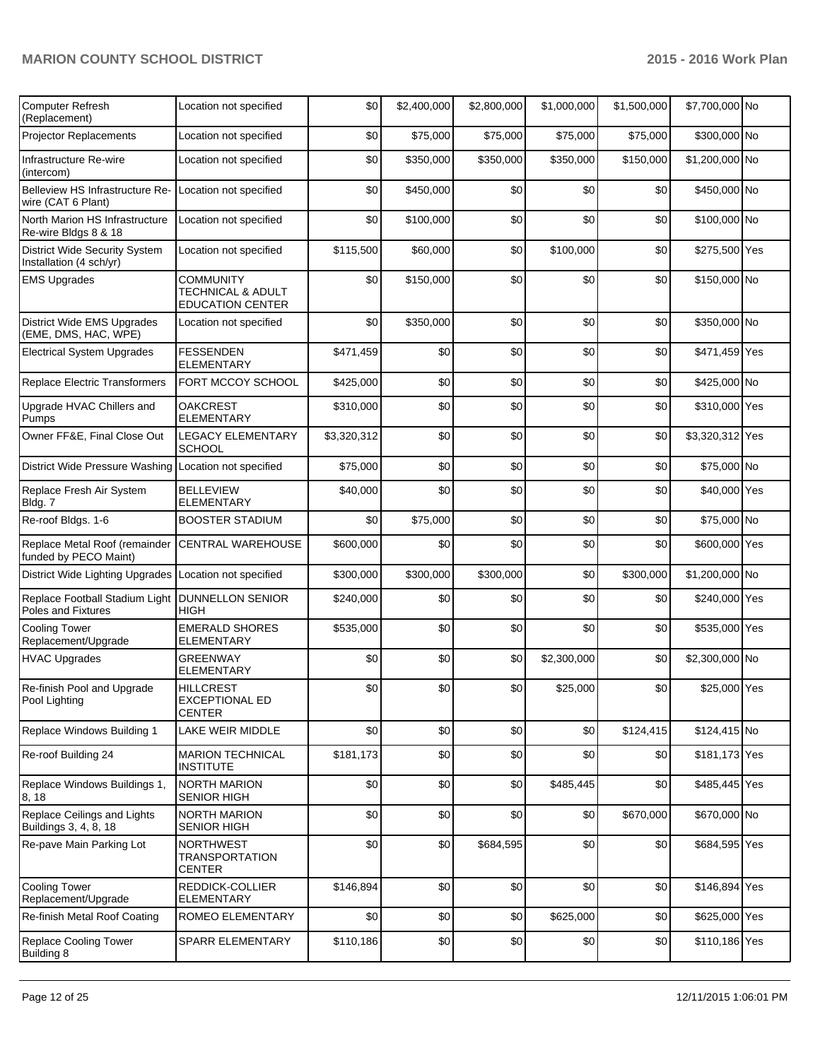| | | | | | | | | |
|---|---|---|---|---|---|---|---|---|
| Computer Refresh (Replacement) | Location not specified | $0 | $2,400,000 | $2,800,000 | $1,000,000 | $1,500,000 | $7,700,000 | No |
| Projector Replacements | Location not specified | $0 | $75,000 | $75,000 | $75,000 | $75,000 | $300,000 | No |
| Infrastructure Re-wire (intercom) | Location not specified | $0 | $350,000 | $350,000 | $350,000 | $150,000 | $1,200,000 | No |
| Belleview HS Infrastructure Re-wire (CAT 6 Plant) | Location not specified | $0 | $450,000 | $0 | $0 | $0 | $450,000 | No |
| North Marion HS Infrastructure Re-wire Bldgs 8 & 18 | Location not specified | $0 | $100,000 | $0 | $0 | $0 | $100,000 | No |
| District Wide Security System Installation (4 sch/yr) | Location not specified | $115,500 | $60,000 | $0 | $100,000 | $0 | $275,500 | Yes |
| EMS Upgrades | COMMUNITY TECHNICAL & ADULT EDUCATION CENTER | $0 | $150,000 | $0 | $0 | $0 | $150,000 | No |
| District Wide EMS Upgrades (EME, DMS, HAC, WPE) | Location not specified | $0 | $350,000 | $0 | $0 | $0 | $350,000 | No |
| Electrical System Upgrades | FESSENDEN ELEMENTARY | $471,459 | $0 | $0 | $0 | $0 | $471,459 | Yes |
| Replace Electric Transformers | FORT MCCOY SCHOOL | $425,000 | $0 | $0 | $0 | $0 | $425,000 | No |
| Upgrade HVAC Chillers and Pumps | OAKCREST ELEMENTARY | $310,000 | $0 | $0 | $0 | $0 | $310,000 | Yes |
| Owner FF&E, Final Close Out | LEGACY ELEMENTARY SCHOOL | $3,320,312 | $0 | $0 | $0 | $0 | $3,320,312 | Yes |
| District Wide Pressure Washing | Location not specified | $75,000 | $0 | $0 | $0 | $0 | $75,000 | No |
| Replace Fresh Air System Bldg. 7 | BELLEVIEW ELEMENTARY | $40,000 | $0 | $0 | $0 | $0 | $40,000 | Yes |
| Re-roof Bldgs. 1-6 | BOOSTER STADIUM | $0 | $75,000 | $0 | $0 | $0 | $75,000 | No |
| Replace Metal Roof (remainder funded by PECO Maint) | CENTRAL WAREHOUSE | $600,000 | $0 | $0 | $0 | $0 | $600,000 | Yes |
| District Wide Lighting Upgrades | Location not specified | $300,000 | $300,000 | $300,000 | $0 | $300,000 | $1,200,000 | No |
| Replace Football Stadium Light Poles and Fixtures | DUNNELLON SENIOR HIGH | $240,000 | $0 | $0 | $0 | $0 | $240,000 | Yes |
| Cooling Tower Replacement/Upgrade | EMERALD SHORES ELEMENTARY | $535,000 | $0 | $0 | $0 | $0 | $535,000 | Yes |
| HVAC Upgrades | GREENWAY ELEMENTARY | $0 | $0 | $0 | $2,300,000 | $0 | $2,300,000 | No |
| Re-finish Pool and Upgrade Pool Lighting | HILLCREST EXCEPTIONAL ED CENTER | $0 | $0 | $0 | $25,000 | $0 | $25,000 | Yes |
| Replace Windows Building 1 | LAKE WEIR MIDDLE | $0 | $0 | $0 | $0 | $124,415 | $124,415 | No |
| Re-roof Building 24 | MARION TECHNICAL INSTITUTE | $181,173 | $0 | $0 | $0 | $0 | $181,173 | Yes |
| Replace Windows Buildings 1, 8, 18 | NORTH MARION SENIOR HIGH | $0 | $0 | $0 | $485,445 | $0 | $485,445 | Yes |
| Replace Ceilings and Lights Buildings 3, 4, 8, 18 | NORTH MARION SENIOR HIGH | $0 | $0 | $0 | $0 | $670,000 | $670,000 | No |
| Re-pave Main Parking Lot | NORTHWEST TRANSPORTATION CENTER | $0 | $0 | $684,595 | $0 | $0 | $684,595 | Yes |
| Cooling Tower Replacement/Upgrade | REDDICK-COLLIER ELEMENTARY | $146,894 | $0 | $0 | $0 | $0 | $146,894 | Yes |
| Re-finish Metal Roof Coating | ROMEO ELEMENTARY | $0 | $0 | $0 | $625,000 | $0 | $625,000 | Yes |
| Replace Cooling Tower Building 8 | SPARR ELEMENTARY | $110,186 | $0 | $0 | $0 | $0 | $110,186 | Yes |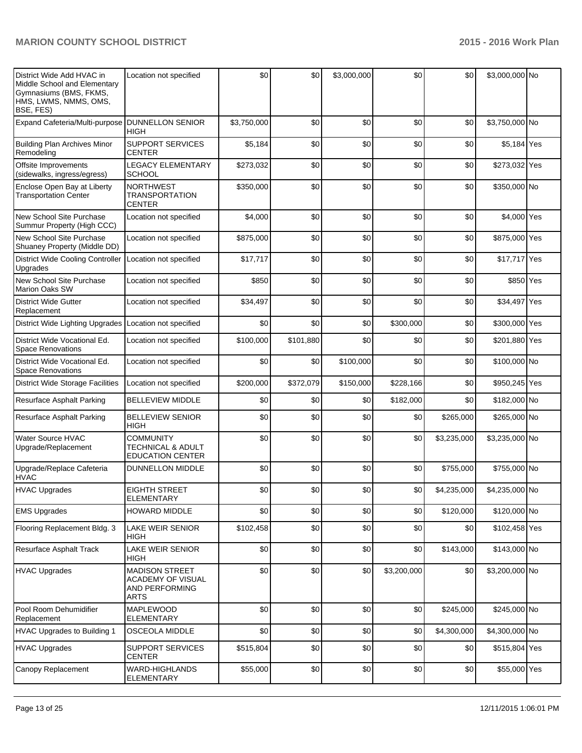| | | | | | | | | |
|---|---|---|---|---|---|---|---|---|
| District Wide Add HVAC in Middle School and Elementary Gymnasiums (BMS, FKMS, HMS, LWMS, NMMS, OMS, BSE, FES) | Location not specified | $0 | $0 | $3,000,000 | $0 | $0 | $3,000,000 | No |
| Expand Cafeteria/Multi-purpose | DUNNELLON SENIOR HIGH | $3,750,000 | $0 | $0 | $0 | $0 | $3,750,000 | No |
| Building Plan Archives Minor Remodeling | SUPPORT SERVICES CENTER | $5,184 | $0 | $0 | $0 | $0 | $5,184 | Yes |
| Offsite Improvements (sidewalks, ingress/egress) | LEGACY ELEMENTARY SCHOOL | $273,032 | $0 | $0 | $0 | $0 | $273,032 | Yes |
| Enclose Open Bay at Liberty Transportation Center | NORTHWEST TRANSPORTATION CENTER | $350,000 | $0 | $0 | $0 | $0 | $350,000 | No |
| New School Site Purchase Summur Property (High CCC) | Location not specified | $4,000 | $0 | $0 | $0 | $0 | $4,000 | Yes |
| New School Site Purchase Shuaney Property (Middle DD) | Location not specified | $875,000 | $0 | $0 | $0 | $0 | $875,000 | Yes |
| District Wide Cooling Controller Upgrades | Location not specified | $17,717 | $0 | $0 | $0 | $0 | $17,717 | Yes |
| New School Site Purchase Marion Oaks SW | Location not specified | $850 | $0 | $0 | $0 | $0 | $850 | Yes |
| District Wide Gutter Replacement | Location not specified | $34,497 | $0 | $0 | $0 | $0 | $34,497 | Yes |
| District Wide Lighting Upgrades | Location not specified | $0 | $0 | $0 | $300,000 | $0 | $300,000 | Yes |
| District Wide Vocational Ed. Space Renovations | Location not specified | $100,000 | $101,880 | $0 | $0 | $0 | $201,880 | Yes |
| District Wide Vocational Ed. Space Renovations | Location not specified | $0 | $0 | $100,000 | $0 | $0 | $100,000 | No |
| District Wide Storage Facilities | Location not specified | $200,000 | $372,079 | $150,000 | $228,166 | $0 | $950,245 | Yes |
| Resurface Asphalt Parking | BELLEVIEW MIDDLE | $0 | $0 | $0 | $182,000 | $0 | $182,000 | No |
| Resurface Asphalt Parking | BELLEVIEW SENIOR HIGH | $0 | $0 | $0 | $0 | $265,000 | $265,000 | No |
| Water Source HVAC Upgrade/Replacement | COMMUNITY TECHNICAL & ADULT EDUCATION CENTER | $0 | $0 | $0 | $0 | $3,235,000 | $3,235,000 | No |
| Upgrade/Replace Cafeteria HVAC | DUNNELLON MIDDLE | $0 | $0 | $0 | $0 | $755,000 | $755,000 | No |
| HVAC Upgrades | EIGHTH STREET ELEMENTARY | $0 | $0 | $0 | $0 | $4,235,000 | $4,235,000 | No |
| EMS Upgrades | HOWARD MIDDLE | $0 | $0 | $0 | $0 | $120,000 | $120,000 | No |
| Flooring Replacement Bldg. 3 | LAKE WEIR SENIOR HIGH | $102,458 | $0 | $0 | $0 | $0 | $102,458 | Yes |
| Resurface Asphalt Track | LAKE WEIR SENIOR HIGH | $0 | $0 | $0 | $0 | $143,000 | $143,000 | No |
| HVAC Upgrades | MADISON STREET ACADEMY OF VISUAL AND PERFORMING ARTS | $0 | $0 | $0 | $3,200,000 | $0 | $3,200,000 | No |
| Pool Room Dehumidifier Replacement | MAPLEWOOD ELEMENTARY | $0 | $0 | $0 | $0 | $245,000 | $245,000 | No |
| HVAC Upgrades to Building 1 | OSCEOLA MIDDLE | $0 | $0 | $0 | $0 | $4,300,000 | $4,300,000 | No |
| HVAC Upgrades | SUPPORT SERVICES CENTER | $515,804 | $0 | $0 | $0 | $0 | $515,804 | Yes |
| Canopy Replacement | WARD-HIGHLANDS ELEMENTARY | $55,000 | $0 | $0 | $0 | $0 | $55,000 | Yes |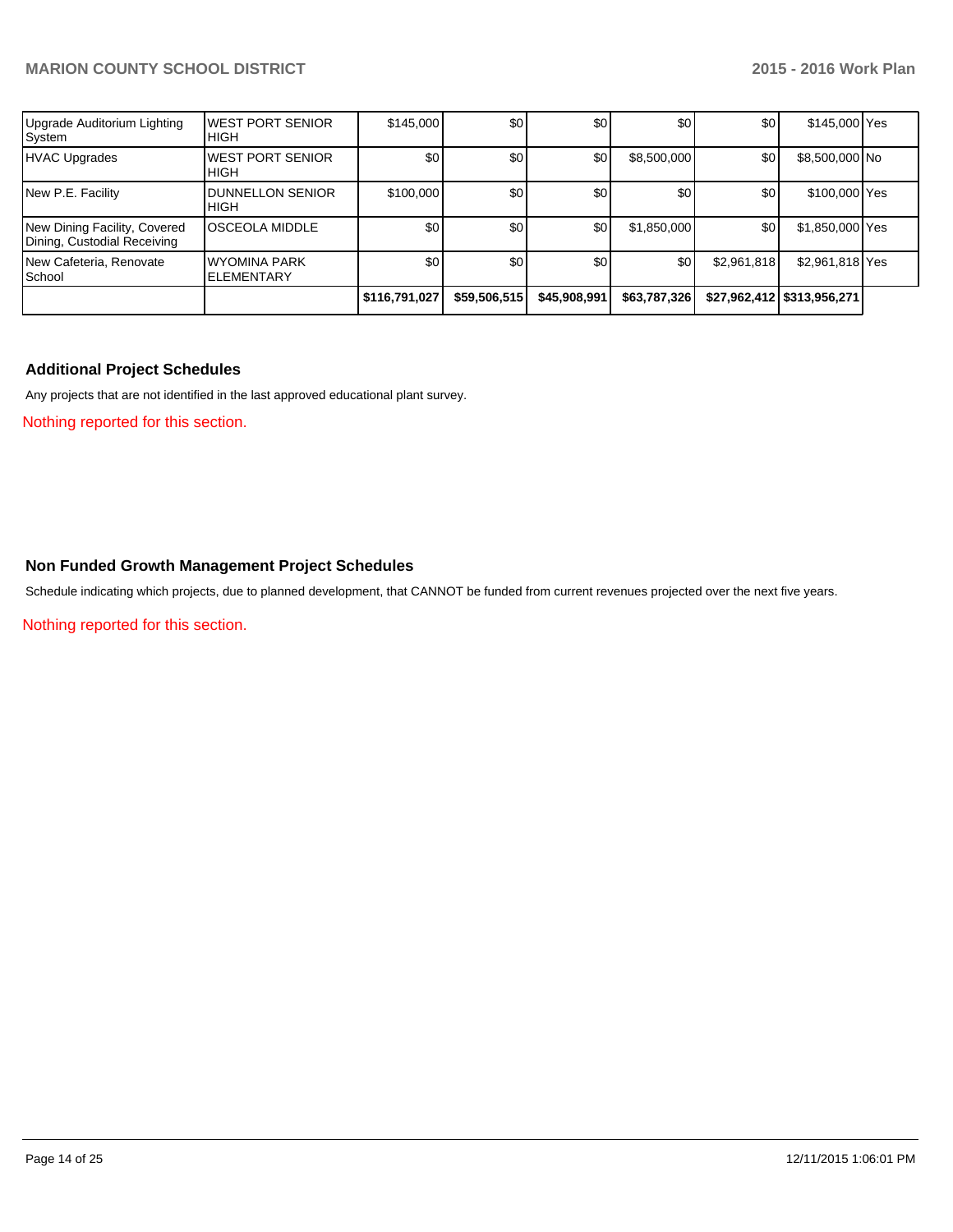| | | | | | | | | |
|---|---|---|---|---|---|---|---|---|
| Upgrade Auditorium Lighting System | WEST PORT SENIOR HIGH | $145,000 | $0 | $0 | $0 | $0 | $145,000 | Yes |
| HVAC Upgrades | WEST PORT SENIOR HIGH | $0 | $0 | $0 | $8,500,000 | $0 | $8,500,000 | No |
| New P.E. Facility | DUNNELLON SENIOR HIGH | $100,000 | $0 | $0 | $0 | $0 | $100,000 | Yes |
| New Dining Facility, Covered Dining, Custodial Receiving | OSCEOLA MIDDLE | $0 | $0 | $0 | $1,850,000 | $0 | $1,850,000 | Yes |
| New Cafeteria, Renovate School | WYOMINA PARK ELEMENTARY | $0 | $0 | $0 | $0 | $2,961,818 | $2,961,818 | Yes |
| | | $116,791,027 | $59,506,515 | $45,908,991 | $63,787,326 | $27,962,412 | $313,956,271 | |

## Additional Project Schedules

Any projects that are not identified in the last approved educational plant survey.

Nothing reported for this section.

## Non Funded Growth Management Project Schedules

Schedule indicating which projects, due to planned development, that CANNOT be funded from current revenues projected over the next five years.

Nothing reported for this section.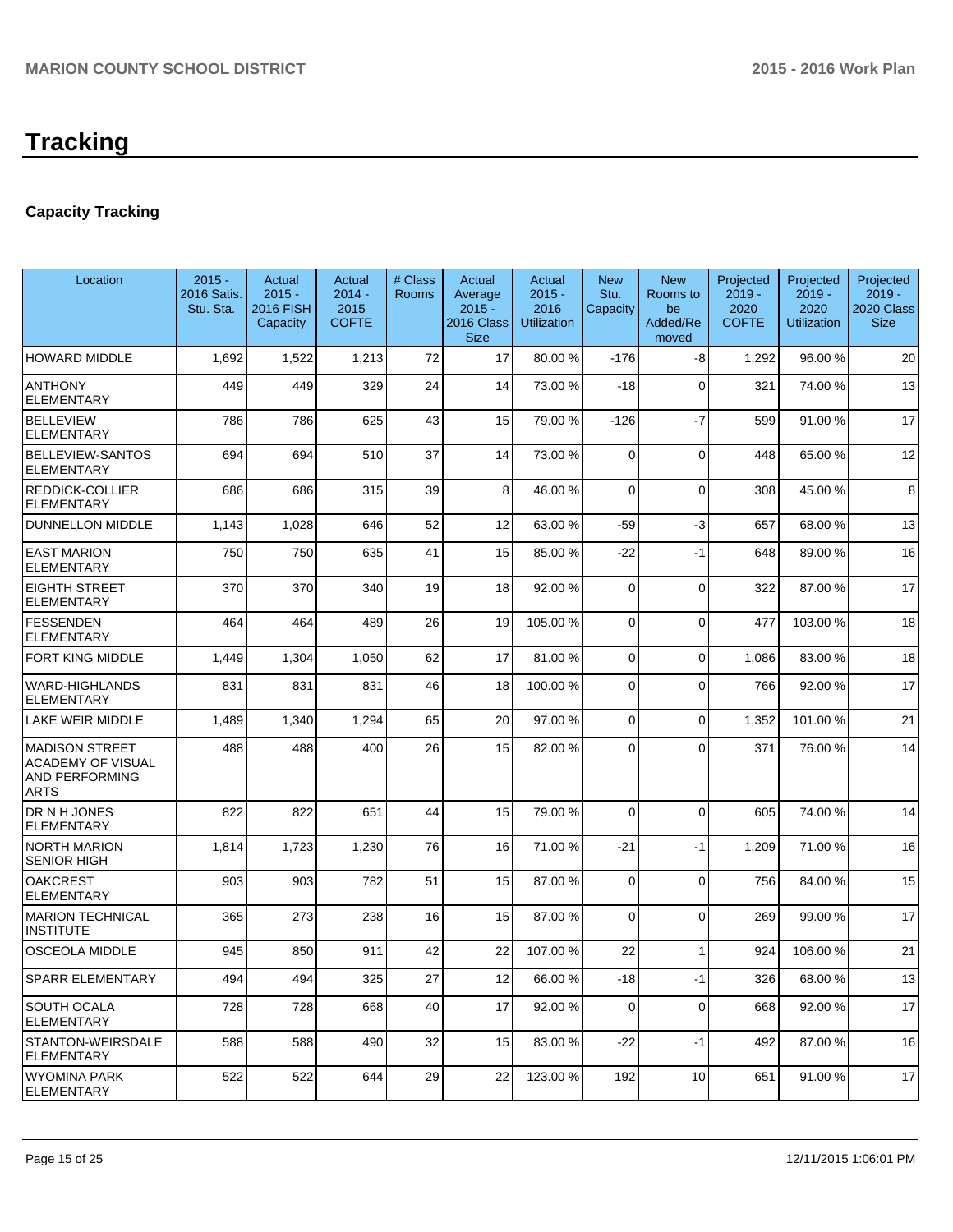# Tracking

## Capacity Tracking

| Location | 2015 - 2016 Satis. Stu. Sta. | Actual 2015 - 2016 FISH Capacity | Actual 2014 - 2015 COFTE | # Class Rooms | Actual Average 2015 - 2016 Class Size | Actual 2015 - 2016 Utilization | New Stu. Capacity | New Rooms to be Added/Removed | Projected 2019 - 2020 COFTE | Projected 2019 - 2020 Utilization | Projected 2019 - 2020 Class Size |
|---|---|---|---|---|---|---|---|---|---|---|---|
| HOWARD MIDDLE | 1,692 | 1,522 | 1,213 | 72 | 17 | 80.00 % | -176 | -8 | 1,292 | 96.00 % | 20 |
| ANTHONY ELEMENTARY | 449 | 449 | 329 | 24 | 14 | 73.00 % | -18 | 0 | 321 | 74.00 % | 13 |
| BELLEVIEW ELEMENTARY | 786 | 786 | 625 | 43 | 15 | 79.00 % | -126 | -7 | 599 | 91.00 % | 17 |
| BELLEVIEW-SANTOS ELEMENTARY | 694 | 694 | 510 | 37 | 14 | 73.00 % | 0 | 0 | 448 | 65.00 % | 12 |
| REDDICK-COLLIER ELEMENTARY | 686 | 686 | 315 | 39 | 8 | 46.00 % | 0 | 0 | 308 | 45.00 % | 8 |
| DUNNELLON MIDDLE | 1,143 | 1,028 | 646 | 52 | 12 | 63.00 % | -59 | -3 | 657 | 68.00 % | 13 |
| EAST MARION ELEMENTARY | 750 | 750 | 635 | 41 | 15 | 85.00 % | -22 | -1 | 648 | 89.00 % | 16 |
| EIGHTH STREET ELEMENTARY | 370 | 370 | 340 | 19 | 18 | 92.00 % | 0 | 0 | 322 | 87.00 % | 17 |
| FESSENDEN ELEMENTARY | 464 | 464 | 489 | 26 | 19 | 105.00 % | 0 | 0 | 477 | 103.00 % | 18 |
| FORT KING MIDDLE | 1,449 | 1,304 | 1,050 | 62 | 17 | 81.00 % | 0 | 0 | 1,086 | 83.00 % | 18 |
| WARD-HIGHLANDS ELEMENTARY | 831 | 831 | 831 | 46 | 18 | 100.00 % | 0 | 0 | 766 | 92.00 % | 17 |
| LAKE WEIR MIDDLE | 1,489 | 1,340 | 1,294 | 65 | 20 | 97.00 % | 0 | 0 | 1,352 | 101.00 % | 21 |
| MADISON STREET ACADEMY OF VISUAL AND PERFORMING ARTS | 488 | 488 | 400 | 26 | 15 | 82.00 % | 0 | 0 | 371 | 76.00 % | 14 |
| DR N H JONES ELEMENTARY | 822 | 822 | 651 | 44 | 15 | 79.00 % | 0 | 0 | 605 | 74.00 % | 14 |
| NORTH MARION SENIOR HIGH | 1,814 | 1,723 | 1,230 | 76 | 16 | 71.00 % | -21 | -1 | 1,209 | 71.00 % | 16 |
| OAKCREST ELEMENTARY | 903 | 903 | 782 | 51 | 15 | 87.00 % | 0 | 0 | 756 | 84.00 % | 15 |
| MARION TECHNICAL INSTITUTE | 365 | 273 | 238 | 16 | 15 | 87.00 % | 0 | 0 | 269 | 99.00 % | 17 |
| OSCEOLA MIDDLE | 945 | 850 | 911 | 42 | 22 | 107.00 % | 22 | 1 | 924 | 106.00 % | 21 |
| SPARR ELEMENTARY | 494 | 494 | 325 | 27 | 12 | 66.00 % | -18 | -1 | 326 | 68.00 % | 13 |
| SOUTH OCALA ELEMENTARY | 728 | 728 | 668 | 40 | 17 | 92.00 % | 0 | 0 | 668 | 92.00 % | 17 |
| STANTON-WEIRSDALE ELEMENTARY | 588 | 588 | 490 | 32 | 15 | 83.00 % | -22 | -1 | 492 | 87.00 % | 16 |
| WYOMINA PARK ELEMENTARY | 522 | 522 | 644 | 29 | 22 | 123.00 % | 192 | 10 | 651 | 91.00 % | 17 |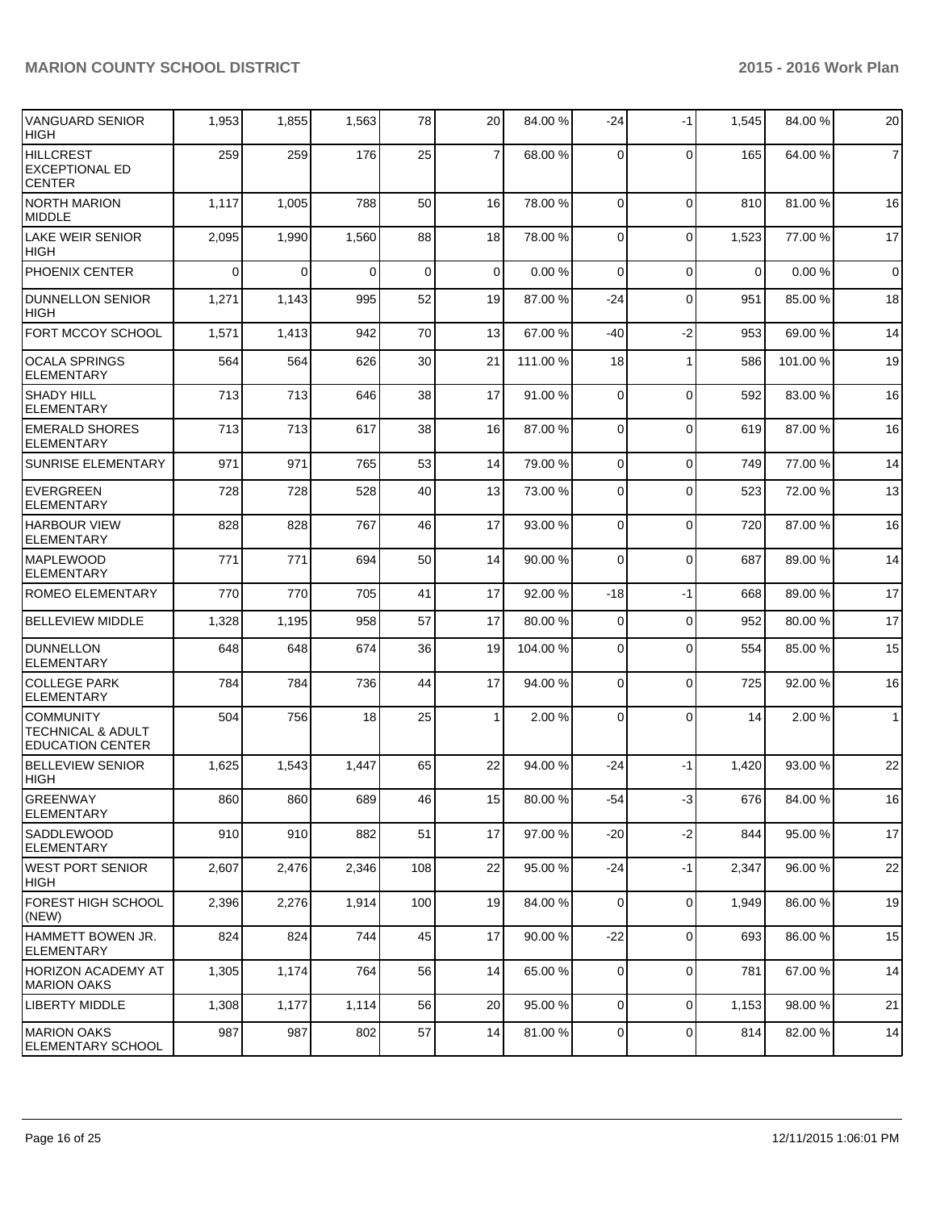| VANGUARD SENIOR HIGH | 1,953 | 1,855 | 1,563 | 78 | 20 | 84.00 % | -24 | -1 | 1,545 | 84.00 % | 20 |
|---|---|---|---|---|---|---|---|---|---|---|---|
| HILLCREST EXCEPTIONAL ED CENTER | 259 | 259 | 176 | 25 | 7 | 68.00 % | 0 | 0 | 165 | 64.00 % | 7 |
| NORTH MARION MIDDLE | 1,117 | 1,005 | 788 | 50 | 16 | 78.00 % | 0 | 0 | 810 | 81.00 % | 16 |
| LAKE WEIR SENIOR HIGH | 2,095 | 1,990 | 1,560 | 88 | 18 | 78.00 % | 0 | 0 | 1,523 | 77.00 % | 17 |
| PHOENIX CENTER | 0 | 0 | 0 | 0 | 0 | 0.00 % | 0 | 0 | 0 | 0.00 % | 0 |
| DUNNELLON SENIOR HIGH | 1,271 | 1,143 | 995 | 52 | 19 | 87.00 % | -24 | 0 | 951 | 85.00 % | 18 |
| FORT MCCOY SCHOOL | 1,571 | 1,413 | 942 | 70 | 13 | 67.00 % | -40 | -2 | 953 | 69.00 % | 14 |
| OCALA SPRINGS ELEMENTARY | 564 | 564 | 626 | 30 | 21 | 111.00 % | 18 | 1 | 586 | 101.00 % | 19 |
| SHADY HILL ELEMENTARY | 713 | 713 | 646 | 38 | 17 | 91.00 % | 0 | 0 | 592 | 83.00 % | 16 |
| EMERALD SHORES ELEMENTARY | 713 | 713 | 617 | 38 | 16 | 87.00 % | 0 | 0 | 619 | 87.00 % | 16 |
| SUNRISE ELEMENTARY | 971 | 971 | 765 | 53 | 14 | 79.00 % | 0 | 0 | 749 | 77.00 % | 14 |
| EVERGREEN ELEMENTARY | 728 | 728 | 528 | 40 | 13 | 73.00 % | 0 | 0 | 523 | 72.00 % | 13 |
| HARBOUR VIEW ELEMENTARY | 828 | 828 | 767 | 46 | 17 | 93.00 % | 0 | 0 | 720 | 87.00 % | 16 |
| MAPLEWOOD ELEMENTARY | 771 | 771 | 694 | 50 | 14 | 90.00 % | 0 | 0 | 687 | 89.00 % | 14 |
| ROMEO ELEMENTARY | 770 | 770 | 705 | 41 | 17 | 92.00 % | -18 | -1 | 668 | 89.00 % | 17 |
| BELLEVIEW MIDDLE | 1,328 | 1,195 | 958 | 57 | 17 | 80.00 % | 0 | 0 | 952 | 80.00 % | 17 |
| DUNNELLON ELEMENTARY | 648 | 648 | 674 | 36 | 19 | 104.00 % | 0 | 0 | 554 | 85.00 % | 15 |
| COLLEGE PARK ELEMENTARY | 784 | 784 | 736 | 44 | 17 | 94.00 % | 0 | 0 | 725 | 92.00 % | 16 |
| COMMUNITY TECHNICAL & ADULT EDUCATION CENTER | 504 | 756 | 18 | 25 | 1 | 2.00 % | 0 | 0 | 14 | 2.00 % | 1 |
| BELLEVIEW SENIOR HIGH | 1,625 | 1,543 | 1,447 | 65 | 22 | 94.00 % | -24 | -1 | 1,420 | 93.00 % | 22 |
| GREENWAY ELEMENTARY | 860 | 860 | 689 | 46 | 15 | 80.00 % | -54 | -3 | 676 | 84.00 % | 16 |
| SADDLEWOOD ELEMENTARY | 910 | 910 | 882 | 51 | 17 | 97.00 % | -20 | -2 | 844 | 95.00 % | 17 |
| WEST PORT SENIOR HIGH | 2,607 | 2,476 | 2,346 | 108 | 22 | 95.00 % | -24 | -1 | 2,347 | 96.00 % | 22 |
| FOREST HIGH SCHOOL (NEW) | 2,396 | 2,276 | 1,914 | 100 | 19 | 84.00 % | 0 | 0 | 1,949 | 86.00 % | 19 |
| HAMMETT BOWEN JR. ELEMENTARY | 824 | 824 | 744 | 45 | 17 | 90.00 % | -22 | 0 | 693 | 86.00 % | 15 |
| HORIZON ACADEMY AT MARION OAKS | 1,305 | 1,174 | 764 | 56 | 14 | 65.00 % | 0 | 0 | 781 | 67.00 % | 14 |
| LIBERTY MIDDLE | 1,308 | 1,177 | 1,114 | 56 | 20 | 95.00 % | 0 | 0 | 1,153 | 98.00 % | 21 |
| MARION OAKS ELEMENTARY SCHOOL | 987 | 987 | 802 | 57 | 14 | 81.00 % | 0 | 0 | 814 | 82.00 % | 14 |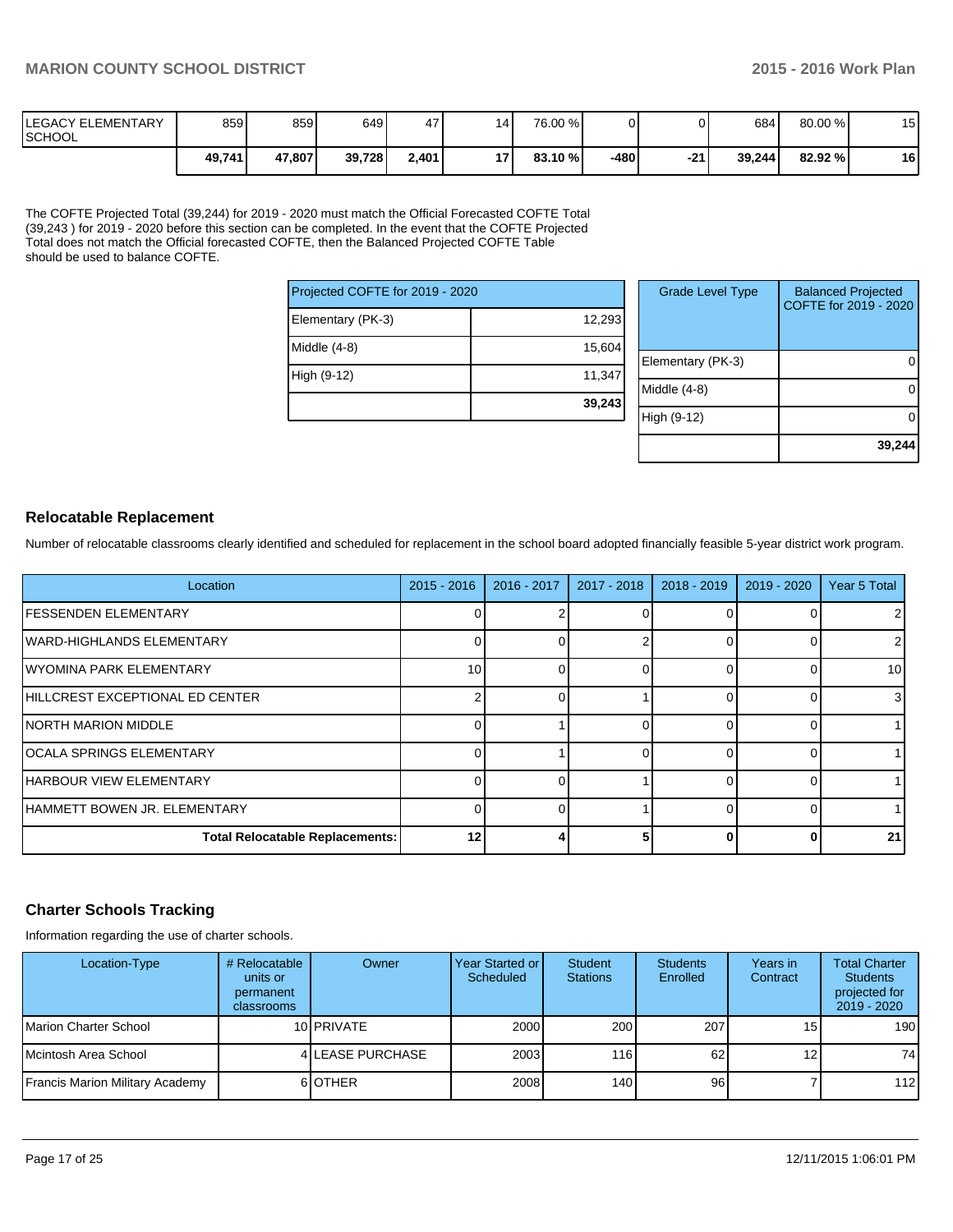| | | | | | | | | | | | |
|---|---|---|---|---|---|---|---|---|---|---|---|
| LEGACY ELEMENTARY SCHOOL | 859 | 859 | 649 | 47 | 14 | 76.00 % | 0 | 0 | 684 | 80.00 % | 15 |
| | **49,741** | **47,807** | **39,728** | **2,401** | **17** | **83.10 %** | **-480** | **-21** | **39,244** | **82.92 %** | **16** |

The COFTE Projected Total (39,244) for 2019 - 2020 must match the Official Forecasted COFTE Total (39,243 ) for 2019 - 2020 before this section can be completed. In the event that the COFTE Projected Total does not match the Official forecasted COFTE, then the Balanced Projected COFTE Table should be used to balance COFTE.

| Projected COFTE for 2019 - 2020 | |
|---|---|
| Elementary (PK-3) | 12,293 |
| Middle (4-8) | 15,604 |
| High (9-12) | 11,347 |
| | **39,243** |

| Grade Level Type | Balanced Projected COFTE for 2019 - 2020 |
|---|---|
| Elementary (PK-3) | 0 |
| Middle (4-8) | 0 |
| High (9-12) | 0 |
| | **39,244** |

## Relocatable Replacement

Number of relocatable classrooms clearly identified and scheduled for replacement in the school board adopted financially feasible 5-year district work program.

| Location | 2015 - 2016 | 2016 - 2017 | 2017 - 2018 | 2018 - 2019 | 2019 - 2020 | Year 5 Total |
|---|---|---|---|---|---|---|
| FESSENDEN ELEMENTARY | 0 | 2 | 0 | 0 | 0 | 2 |
| WARD-HIGHLANDS ELEMENTARY | 0 | 0 | 2 | 0 | 0 | 2 |
| WYOMINA PARK ELEMENTARY | 10 | 0 | 0 | 0 | 0 | 10 |
| HILLCREST EXCEPTIONAL ED CENTER | 2 | 0 | 1 | 0 | 0 | 3 |
| NORTH MARION MIDDLE | 0 | 1 | 0 | 0 | 0 | 1 |
| OCALA SPRINGS ELEMENTARY | 0 | 1 | 0 | 0 | 0 | 1 |
| HARBOUR VIEW ELEMENTARY | 0 | 0 | 1 | 0 | 0 | 1 |
| HAMMETT BOWEN JR. ELEMENTARY | 0 | 0 | 1 | 0 | 0 | 1 |
| **Total Relocatable Replacements:** | **12** | **4** | **5** | **0** | **0** | **21** |

## Charter Schools Tracking

Information regarding the use of charter schools.

| Location-Type | # Relocatable units or permanent classrooms | Owner | Year Started or Scheduled | Student Stations | Students Enrolled | Years in Contract | Total Charter Students projected for 2019 - 2020 |
|---|---|---|---|---|---|---|---|
| Marion Charter School | 10 | PRIVATE | 2000 | 200 | 207 | 15 | 190 |
| Mcintosh Area School | 4 | LEASE PURCHASE | 2003 | 116 | 62 | 12 | 74 |
| Francis Marion Military Academy | 6 | OTHER | 2008 | 140 | 96 | 7 | 112 |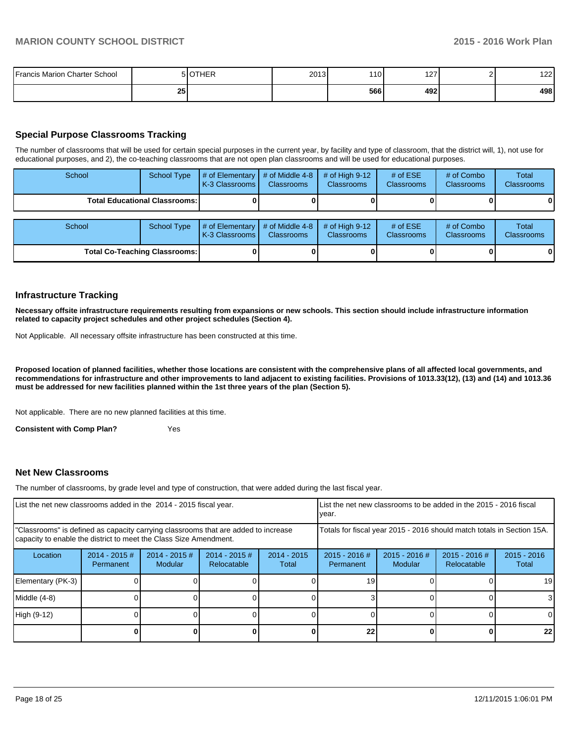| Francis Marion Charter School | 5 | OTHER | 2013 | 110 | 127 | 2 | 122 |
|---|---|---|---|---|---|---|---|
| | **25** | | | **566** | **492** | | **498** |

## Special Purpose Classrooms Tracking

The number of classrooms that will be used for certain special purposes in the current year, by facility and type of classroom, that the district will, 1), not use for educational purposes, and 2), the co-teaching classrooms that are not open plan classrooms and will be used for educational purposes.

| School | School Type | # of Elementary K-3 Classrooms | # of Middle 4-8 Classrooms | # of High 9-12 Classrooms | # of ESE Classrooms | # of Combo Classrooms | Total Classrooms |
|---|---|---|---|---|---|---|---|
| **Total Educational Classrooms:** | | **0** | **0** | **0** | **0** | **0** | **0** |

| School | School Type | # of Elementary K-3 Classrooms | # of Middle 4-8 Classrooms | # of High 9-12 Classrooms | # of ESE Classrooms | # of Combo Classrooms | Total Classrooms |
|---|---|---|---|---|---|---|---|
| **Total Co-Teaching Classrooms:** | | **0** | **0** | **0** | **0** | **0** | **0** |

## Infrastructure Tracking

**Necessary offsite infrastructure requirements resulting from expansions or new schools. This section should include infrastructure information related to capacity project schedules and other project schedules (Section 4).**

Not Applicable. All necessary offsite infrastructure has been constructed at this time.

**Proposed location of planned facilities, whether those locations are consistent with the comprehensive plans of all affected local governments, and recommendations for infrastructure and other improvements to land adjacent to existing facilities. Provisions of 1013.33(12), (13) and (14) and 1013.36 must be addressed for new facilities planned within the 1st three years of the plan (Section 5).**

Not applicable. There are no new planned facilities at this time.

**Consistent with Comp Plan?** Yes

## Net New Classrooms

The number of classrooms, by grade level and type of construction, that were added during the last fiscal year.

| List the net new classrooms added in the 2014 - 2015 fiscal year. | | | | | List the net new classrooms to be added in the 2015 - 2016 fiscal year. | | | |
|---|---|---|---|---|---|---|---|---|
| "Classrooms" is defined as capacity carrying classrooms that are added to increase capacity to enable the district to meet the Class Size Amendment. | | | | | Totals for fiscal year 2015 - 2016 should match totals in Section 15A. | | | |
| Location | 2014 - 2015 # Permanent | 2014 - 2015 # Modular | 2014 - 2015 # Relocatable | 2014 - 2015 Total | 2015 - 2016 # Permanent | 2015 - 2016 # Modular | 2015 - 2016 # Relocatable | 2015 - 2016 Total |
| Elementary (PK-3) | 0 | 0 | 0 | 0 | 19 | 0 | 0 | 19 |
| Middle (4-8) | 0 | 0 | 0 | 0 | 3 | 0 | 0 | 3 |
| High (9-12) | 0 | 0 | 0 | 0 | 0 | 0 | 0 | 0 |
| | **0** | **0** | **0** | **0** | **22** | **0** | **0** | **22** |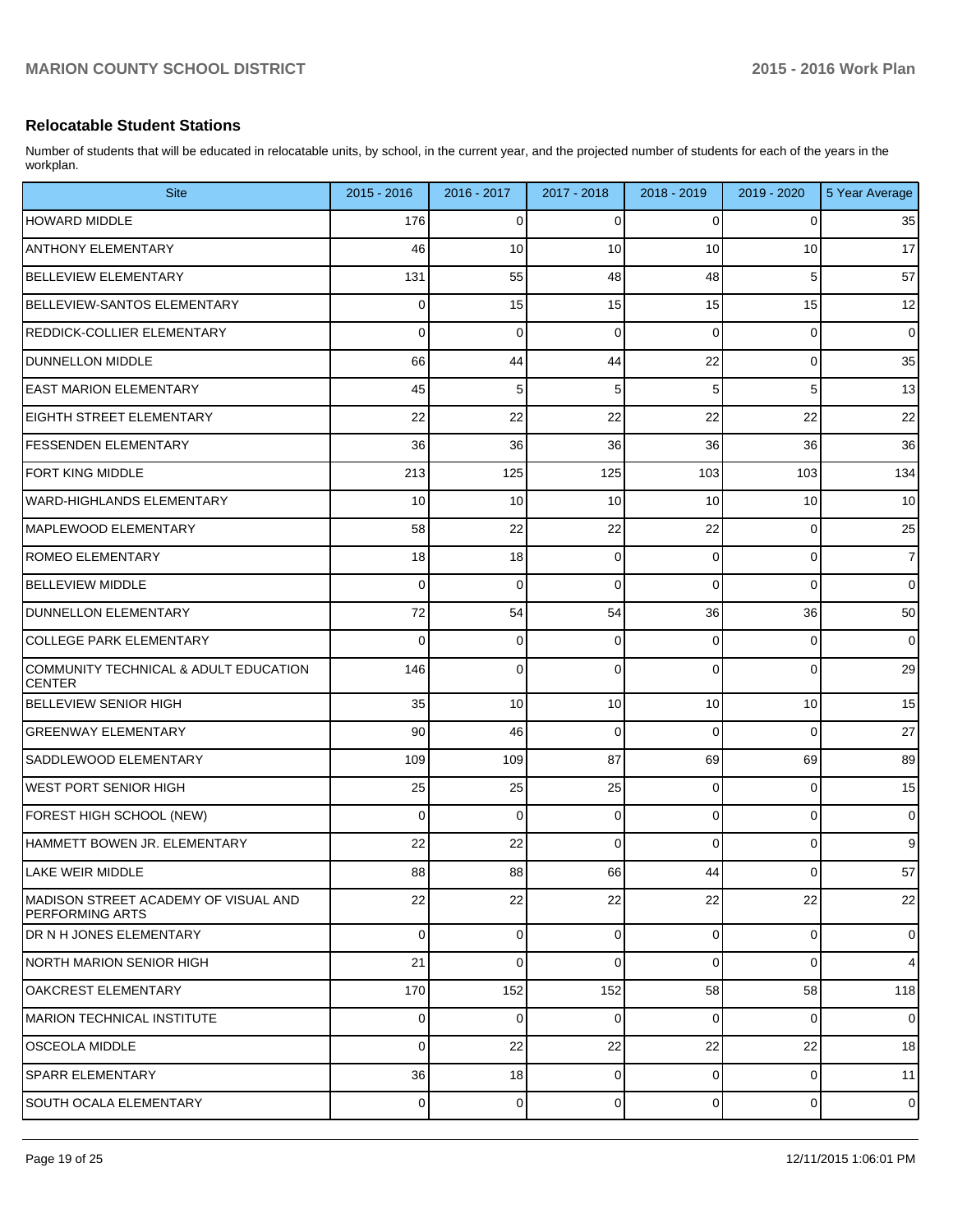## Relocatable Student Stations

Number of students that will be educated in relocatable units, by school, in the current year, and the projected number of students for each of the years in the workplan.

| Site | 2015 - 2016 | 2016 - 2017 | 2017 - 2018 | 2018 - 2019 | 2019 - 2020 | 5 Year Average |
|---|---|---|---|---|---|---|
| HOWARD MIDDLE | 176 | 0 | 0 | 0 | 0 | 35 |
| ANTHONY ELEMENTARY | 46 | 10 | 10 | 10 | 10 | 17 |
| BELLEVIEW ELEMENTARY | 131 | 55 | 48 | 48 | 5 | 57 |
| BELLEVIEW-SANTOS ELEMENTARY | 0 | 15 | 15 | 15 | 15 | 12 |
| REDDICK-COLLIER ELEMENTARY | 0 | 0 | 0 | 0 | 0 | 0 |
| DUNNELLON MIDDLE | 66 | 44 | 44 | 22 | 0 | 35 |
| EAST MARION ELEMENTARY | 45 | 5 | 5 | 5 | 5 | 13 |
| EIGHTH STREET ELEMENTARY | 22 | 22 | 22 | 22 | 22 | 22 |
| FESSENDEN ELEMENTARY | 36 | 36 | 36 | 36 | 36 | 36 |
| FORT KING MIDDLE | 213 | 125 | 125 | 103 | 103 | 134 |
| WARD-HIGHLANDS ELEMENTARY | 10 | 10 | 10 | 10 | 10 | 10 |
| MAPLEWOOD ELEMENTARY | 58 | 22 | 22 | 22 | 0 | 25 |
| ROMEO ELEMENTARY | 18 | 18 | 0 | 0 | 0 | 7 |
| BELLEVIEW MIDDLE | 0 | 0 | 0 | 0 | 0 | 0 |
| DUNNELLON ELEMENTARY | 72 | 54 | 54 | 36 | 36 | 50 |
| COLLEGE PARK ELEMENTARY | 0 | 0 | 0 | 0 | 0 | 0 |
| COMMUNITY TECHNICAL & ADULT EDUCATION CENTER | 146 | 0 | 0 | 0 | 0 | 29 |
| BELLEVIEW SENIOR HIGH | 35 | 10 | 10 | 10 | 10 | 15 |
| GREENWAY ELEMENTARY | 90 | 46 | 0 | 0 | 0 | 27 |
| SADDLEWOOD ELEMENTARY | 109 | 109 | 87 | 69 | 69 | 89 |
| WEST PORT SENIOR HIGH | 25 | 25 | 25 | 0 | 0 | 15 |
| FOREST HIGH SCHOOL (NEW) | 0 | 0 | 0 | 0 | 0 | 0 |
| HAMMETT BOWEN JR. ELEMENTARY | 22 | 22 | 0 | 0 | 0 | 9 |
| LAKE WEIR MIDDLE | 88 | 88 | 66 | 44 | 0 | 57 |
| MADISON STREET ACADEMY OF VISUAL AND PERFORMING ARTS | 22 | 22 | 22 | 22 | 22 | 22 |
| DR N H JONES ELEMENTARY | 0 | 0 | 0 | 0 | 0 | 0 |
| NORTH MARION SENIOR HIGH | 21 | 0 | 0 | 0 | 0 | 4 |
| OAKCREST ELEMENTARY | 170 | 152 | 152 | 58 | 58 | 118 |
| MARION TECHNICAL INSTITUTE | 0 | 0 | 0 | 0 | 0 | 0 |
| OSCEOLA MIDDLE | 0 | 22 | 22 | 22 | 22 | 18 |
| SPARR ELEMENTARY | 36 | 18 | 0 | 0 | 0 | 11 |
| SOUTH OCALA ELEMENTARY | 0 | 0 | 0 | 0 | 0 | 0 |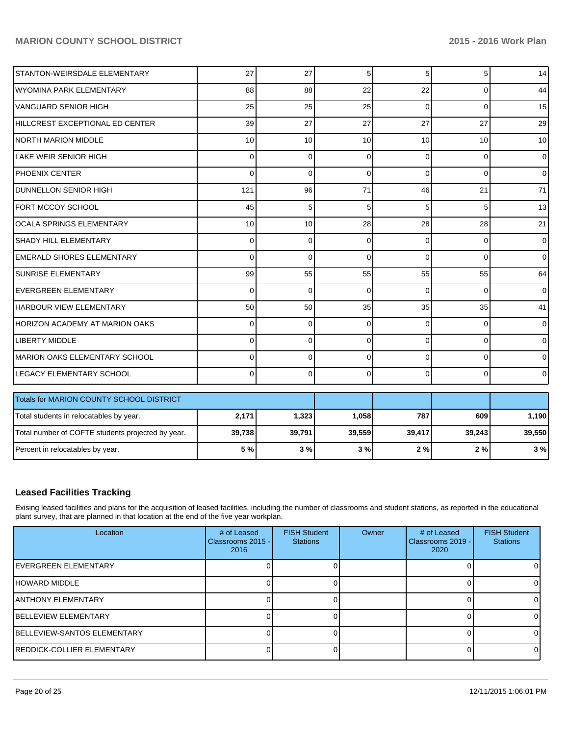| | | | | | | |
|---|---|---|---|---|---|---|
| STANTON-WEIRSDALE ELEMENTARY | 27 | 27 | 5 | 5 | 5 | 14 |
| WYOMINA PARK ELEMENTARY | 88 | 88 | 22 | 22 | 0 | 44 |
| VANGUARD SENIOR HIGH | 25 | 25 | 25 | 0 | 0 | 15 |
| HILLCREST EXCEPTIONAL ED CENTER | 39 | 27 | 27 | 27 | 27 | 29 |
| NORTH MARION MIDDLE | 10 | 10 | 10 | 10 | 10 | 10 |
| LAKE WEIR SENIOR HIGH | 0 | 0 | 0 | 0 | 0 | 0 |
| PHOENIX CENTER | 0 | 0 | 0 | 0 | 0 | 0 |
| DUNNELLON SENIOR HIGH | 121 | 96 | 71 | 46 | 21 | 71 |
| FORT MCCOY SCHOOL | 45 | 5 | 5 | 5 | 5 | 13 |
| OCALA SPRINGS ELEMENTARY | 10 | 10 | 28 | 28 | 28 | 21 |
| SHADY HILL ELEMENTARY | 0 | 0 | 0 | 0 | 0 | 0 |
| EMERALD SHORES ELEMENTARY | 0 | 0 | 0 | 0 | 0 | 0 |
| SUNRISE ELEMENTARY | 99 | 55 | 55 | 55 | 55 | 64 |
| EVERGREEN ELEMENTARY | 0 | 0 | 0 | 0 | 0 | 0 |
| HARBOUR VIEW ELEMENTARY | 50 | 50 | 35 | 35 | 35 | 41 |
| HORIZON ACADEMY AT MARION OAKS | 0 | 0 | 0 | 0 | 0 | 0 |
| LIBERTY MIDDLE | 0 | 0 | 0 | 0 | 0 | 0 |
| MARION OAKS ELEMENTARY SCHOOL | 0 | 0 | 0 | 0 | 0 | 0 |
| LEGACY ELEMENTARY SCHOOL | 0 | 0 | 0 | 0 | 0 | 0 |

| Totals for MARION COUNTY SCHOOL DISTRICT | | | | | | |
|---|---|---|---|---|---|---|
| Total students in relocatables by year. | **2,171** | **1,323** | **1,058** | **787** | **609** | **1,190** |
| Total number of COFTE students projected by year. | **39,738** | **39,791** | **39,559** | **39,417** | **39,243** | **39,550** |
| Percent in relocatables by year. | **5 %** | **3 %** | **3 %** | **2 %** | **2 %** | **3 %** |

## Leased Facilities Tracking

Exising leased facilities and plans for the acquisition of leased facilities, including the number of classrooms and student stations, as reported in the educational plant survey, that are planned in that location at the end of the five year workplan.

| Location | # of Leased Classrooms 2015 - 2016 | FISH Student Stations | Owner | # of Leased Classrooms 2019 - 2020 | FISH Student Stations |
|---|---|---|---|---|---|
| EVERGREEN ELEMENTARY | 0 | 0 | | 0 | 0 |
| HOWARD MIDDLE | 0 | 0 | | 0 | 0 |
| ANTHONY ELEMENTARY | 0 | 0 | | 0 | 0 |
| BELLEVIEW ELEMENTARY | 0 | 0 | | 0 | 0 |
| BELLEVIEW-SANTOS ELEMENTARY | 0 | 0 | | 0 | 0 |
| REDDICK-COLLIER ELEMENTARY | 0 | 0 | | 0 | 0 |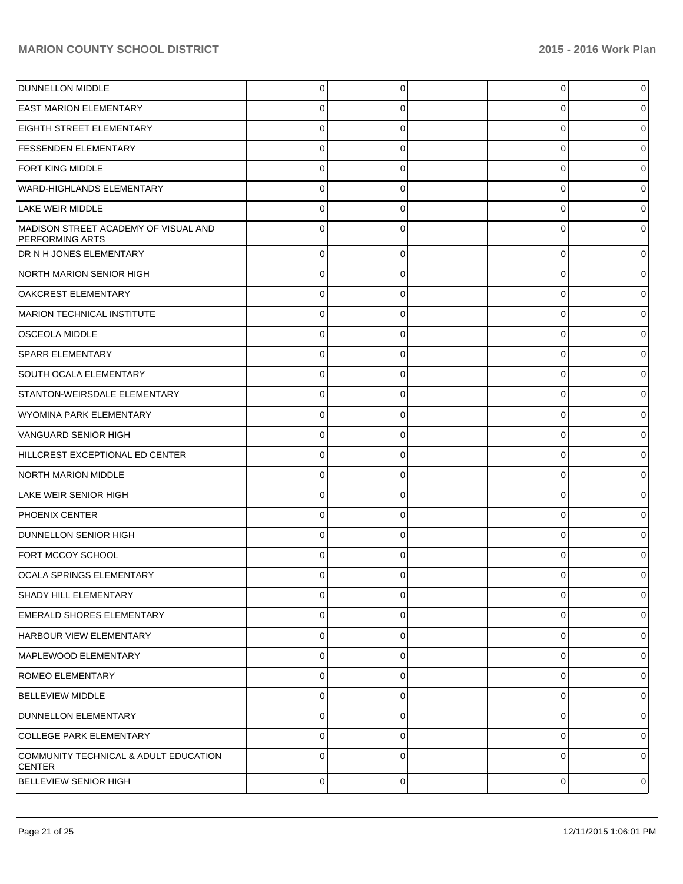| | | | | | |
|---|---|---|---|---|---|
| DUNNELLON MIDDLE | 0 | 0 | | 0 | 0 |
| EAST MARION ELEMENTARY | 0 | 0 | | 0 | 0 |
| EIGHTH STREET ELEMENTARY | 0 | 0 | | 0 | 0 |
| FESSENDEN ELEMENTARY | 0 | 0 | | 0 | 0 |
| FORT KING MIDDLE | 0 | 0 | | 0 | 0 |
| WARD-HIGHLANDS ELEMENTARY | 0 | 0 | | 0 | 0 |
| LAKE WEIR MIDDLE | 0 | 0 | | 0 | 0 |
| MADISON STREET ACADEMY OF VISUAL AND PERFORMING ARTS | 0 | 0 | | 0 | 0 |
| DR N H JONES ELEMENTARY | 0 | 0 | | 0 | 0 |
| NORTH MARION SENIOR HIGH | 0 | 0 | | 0 | 0 |
| OAKCREST ELEMENTARY | 0 | 0 | | 0 | 0 |
| MARION TECHNICAL INSTITUTE | 0 | 0 | | 0 | 0 |
| OSCEOLA MIDDLE | 0 | 0 | | 0 | 0 |
| SPARR ELEMENTARY | 0 | 0 | | 0 | 0 |
| SOUTH OCALA ELEMENTARY | 0 | 0 | | 0 | 0 |
| STANTON-WEIRSDALE ELEMENTARY | 0 | 0 | | 0 | 0 |
| WYOMINA PARK ELEMENTARY | 0 | 0 | | 0 | 0 |
| VANGUARD SENIOR HIGH | 0 | 0 | | 0 | 0 |
| HILLCREST EXCEPTIONAL ED CENTER | 0 | 0 | | 0 | 0 |
| NORTH MARION MIDDLE | 0 | 0 | | 0 | 0 |
| LAKE WEIR SENIOR HIGH | 0 | 0 | | 0 | 0 |
| PHOENIX CENTER | 0 | 0 | | 0 | 0 |
| DUNNELLON SENIOR HIGH | 0 | 0 | | 0 | 0 |
| FORT MCCOY SCHOOL | 0 | 0 | | 0 | 0 |
| OCALA SPRINGS ELEMENTARY | 0 | 0 | | 0 | 0 |
| SHADY HILL ELEMENTARY | 0 | 0 | | 0 | 0 |
| EMERALD SHORES ELEMENTARY | 0 | 0 | | 0 | 0 |
| HARBOUR VIEW ELEMENTARY | 0 | 0 | | 0 | 0 |
| MAPLEWOOD ELEMENTARY | 0 | 0 | | 0 | 0 |
| ROMEO ELEMENTARY | 0 | 0 | | 0 | 0 |
| BELLEVIEW MIDDLE | 0 | 0 | | 0 | 0 |
| DUNNELLON ELEMENTARY | 0 | 0 | | 0 | 0 |
| COLLEGE PARK ELEMENTARY | 0 | 0 | | 0 | 0 |
| COMMUNITY TECHNICAL & ADULT EDUCATION CENTER | 0 | 0 | | 0 | 0 |
| BELLEVIEW SENIOR HIGH | 0 | 0 | | 0 | 0 |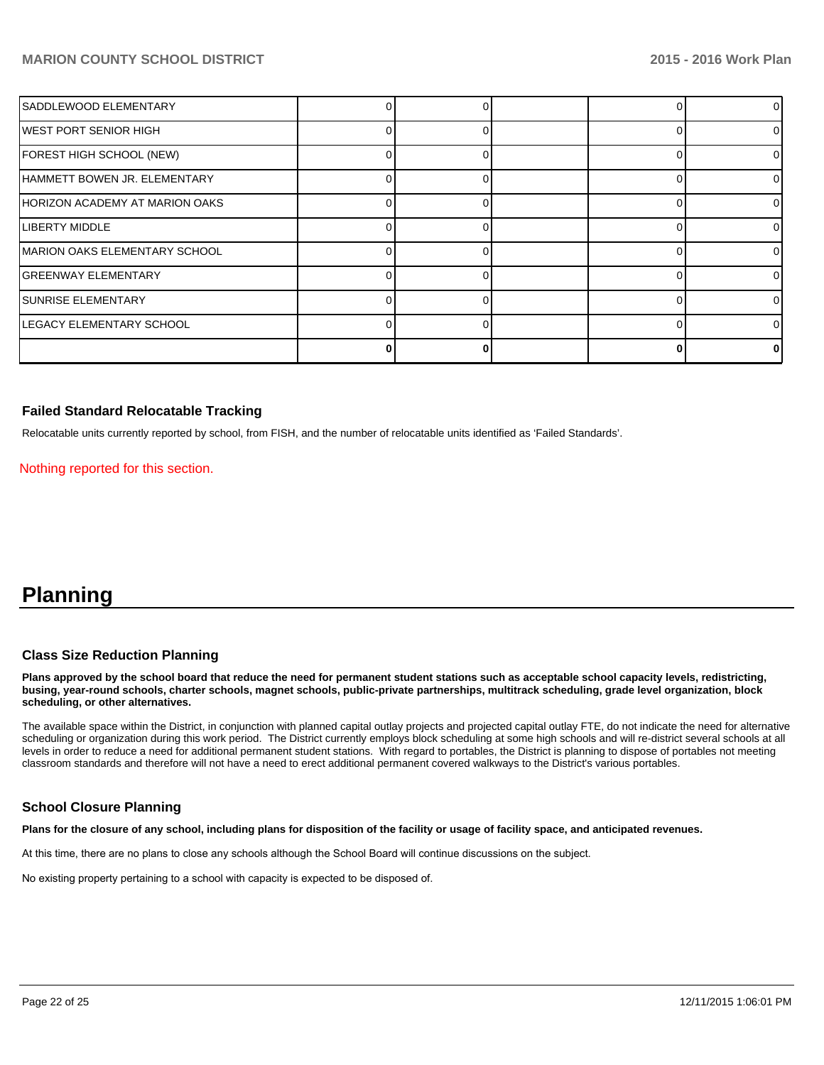| | | | | | |
|---|---|---|---|---|---|
| SADDLEWOOD ELEMENTARY | 0 | 0 | | 0 | 0 |
| WEST PORT SENIOR HIGH | 0 | 0 | | 0 | 0 |
| FOREST HIGH SCHOOL (NEW) | 0 | 0 | | 0 | 0 |
| HAMMETT BOWEN JR. ELEMENTARY | 0 | 0 | | 0 | 0 |
| HORIZON ACADEMY AT MARION OAKS | 0 | 0 | | 0 | 0 |
| LIBERTY MIDDLE | 0 | 0 | | 0 | 0 |
| MARION OAKS ELEMENTARY SCHOOL | 0 | 0 | | 0 | 0 |
| GREENWAY ELEMENTARY | 0 | 0 | | 0 | 0 |
| SUNRISE ELEMENTARY | 0 | 0 | | 0 | 0 |
| LEGACY ELEMENTARY SCHOOL | 0 | 0 | | 0 | 0 |
| | **0** | **0** | | **0** | **0** |

### Failed Standard Relocatable Tracking

Relocatable units currently reported by school, from FISH, and the number of relocatable units identified as 'Failed Standards'.

Nothing reported for this section.

# Planning

### Class Size Reduction Planning

**Plans approved by the school board that reduce the need for permanent student stations such as acceptable school capacity levels, redistricting, busing, year-round schools, charter schools, magnet schools, public-private partnerships, multitrack scheduling, grade level organization, block scheduling, or other alternatives.**

The available space within the District, in conjunction with planned capital outlay projects and projected capital outlay FTE, do not indicate the need for alternative scheduling or organization during this work period. The District currently employs block scheduling at some high schools and will re-district several schools at all levels in order to reduce a need for additional permanent student stations. With regard to portables, the District is planning to dispose of portables not meeting classroom standards and therefore will not have a need to erect additional permanent covered walkways to the District's various portables.

### School Closure Planning

**Plans for the closure of any school, including plans for disposition of the facility or usage of facility space, and anticipated revenues.**

At this time, there are no plans to close any schools although the School Board will continue discussions on the subject.

No existing property pertaining to a school with capacity is expected to be disposed of.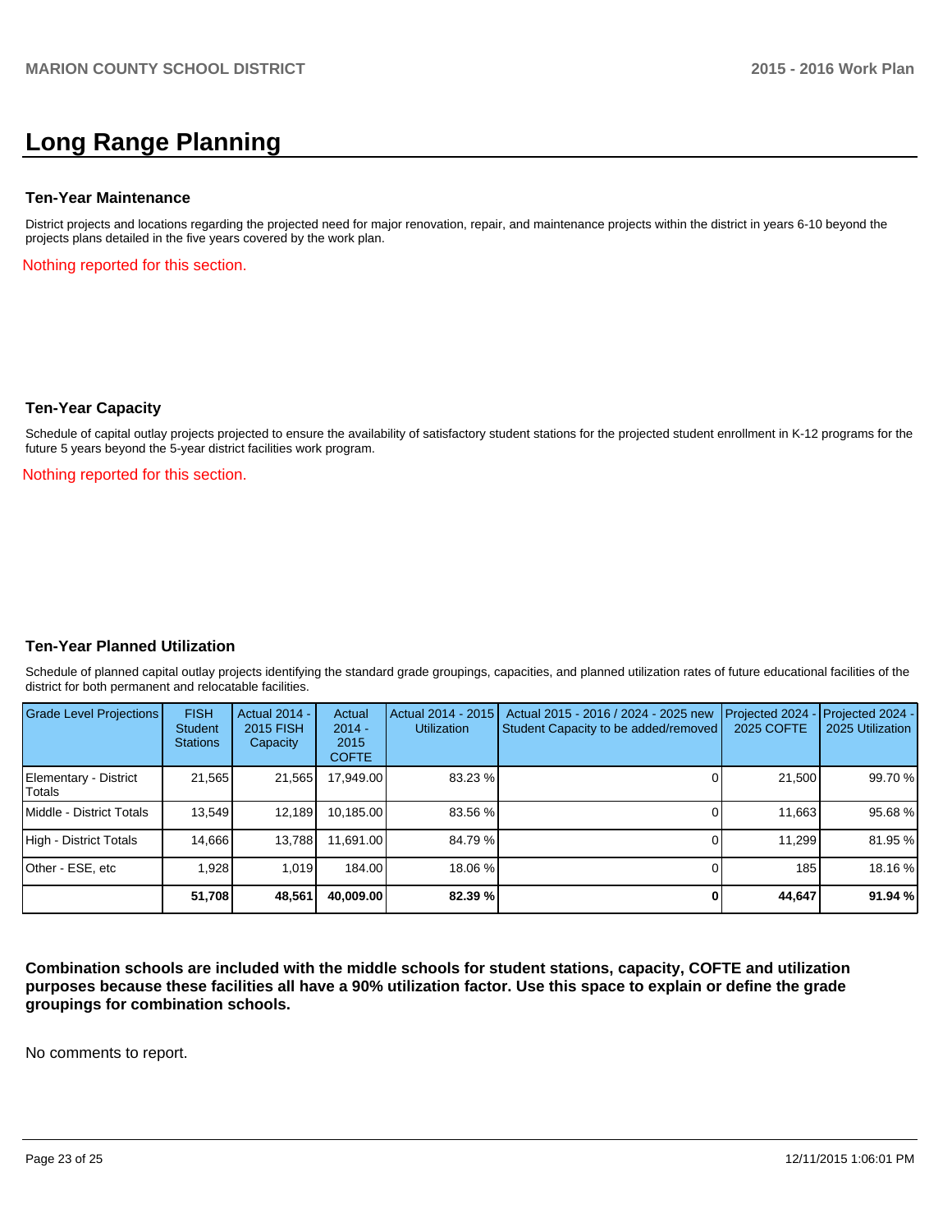# Long Range Planning

### Ten-Year Maintenance

District projects and locations regarding the projected need for major renovation, repair, and maintenance projects within the district in years 6-10 beyond the projects plans detailed in the five years covered by the work plan.

Nothing reported for this section.

### Ten-Year Capacity

Schedule of capital outlay projects projected to ensure the availability of satisfactory student stations for the projected student enrollment in K-12 programs for the future 5 years beyond the 5-year district facilities work program.

Nothing reported for this section.

### Ten-Year Planned Utilization

Schedule of planned capital outlay projects identifying the standard grade groupings, capacities, and planned utilization rates of future educational facilities of the district for both permanent and relocatable facilities.

| Grade Level Projections | FISH Student Stations | Actual 2014 - 2015 FISH Capacity | Actual 2014 - 2015 COFTE | Actual 2014 - 2015 Utilization | Actual 2015 - 2016 / 2024 - 2025 new Student Capacity to be added/removed | Projected 2024 - 2025 COFTE | Projected 2024 - 2025 Utilization |
|---|---|---|---|---|---|---|---|
| Elementary - District Totals | 21,565 | 21,565 | 17,949.00 | 83.23 % | 0 | 21,500 | 99.70 % |
| Middle - District Totals | 13,549 | 12,189 | 10,185.00 | 83.56 % | 0 | 11,663 | 95.68 % |
| High - District Totals | 14,666 | 13,788 | 11,691.00 | 84.79 % | 0 | 11,299 | 81.95 % |
| Other - ESE, etc | 1,928 | 1,019 | 184.00 | 18.06 % | 0 | 185 | 18.16 % |
| | **51,708** | **48,561** | **40,009.00** | **82.39 %** | **0** | **44,647** | **91.94 %** |

**Combination schools are included with the middle schools for student stations, capacity, COFTE and utilization purposes because these facilities all have a 90% utilization factor. Use this space to explain or define the grade groupings for combination schools.**

No comments to report.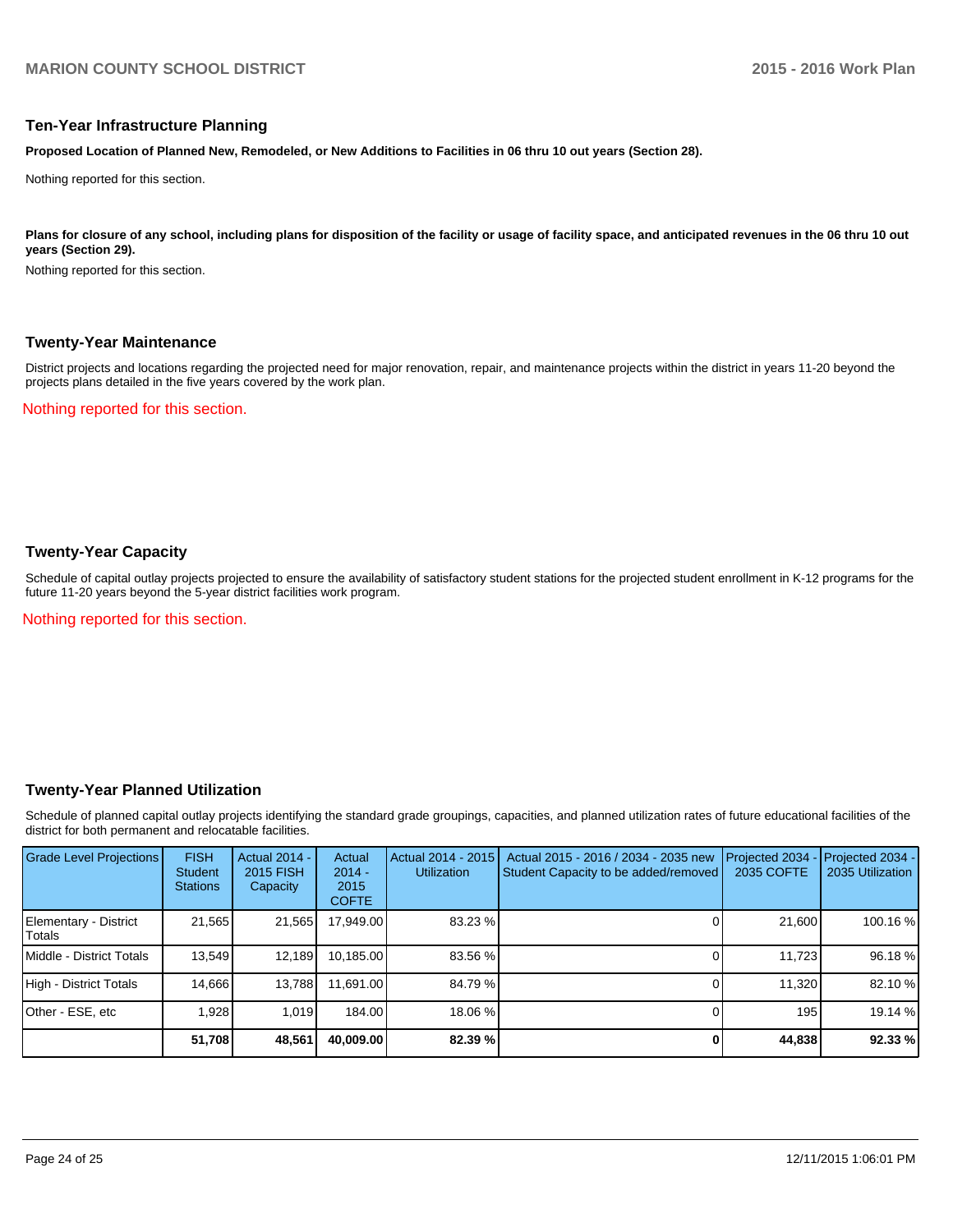## Ten-Year Infrastructure Planning

**Proposed Location of Planned New, Remodeled, or New Additions to Facilities in 06 thru 10 out years (Section 28).**

Nothing reported for this section.

**Plans for closure of any school, including plans for disposition of the facility or usage of facility space, and anticipated revenues in the 06 thru 10 out years (Section 29).**

Nothing reported for this section.

## Twenty-Year Maintenance

District projects and locations regarding the projected need for major renovation, repair, and maintenance projects within the district in years 11-20 beyond the projects plans detailed in the five years covered by the work plan.

Nothing reported for this section.

## Twenty-Year Capacity

Schedule of capital outlay projects projected to ensure the availability of satisfactory student stations for the projected student enrollment in K-12 programs for the future 11-20 years beyond the 5-year district facilities work program.

Nothing reported for this section.

## Twenty-Year Planned Utilization

Schedule of planned capital outlay projects identifying the standard grade groupings, capacities, and planned utilization rates of future educational facilities of the district for both permanent and relocatable facilities.

| Grade Level Projections | FISH Student Stations | Actual 2014 - 2015 FISH Capacity | Actual 2014 - 2015 COFTE | Actual 2014 - 2015 Utilization | Actual 2015 - 2016 / 2034 - 2035 new Student Capacity to be added/removed | Projected 2034 - 2035 COFTE | Projected 2034 - 2035 Utilization |
|---|---|---|---|---|---|---|---|
| Elementary - District Totals | 21,565 | 21,565 | 17,949.00 | 83.23 % | 0 | 21,600 | 100.16 % |
| Middle - District Totals | 13,549 | 12,189 | 10,185.00 | 83.56 % | 0 | 11,723 | 96.18 % |
| High - District Totals | 14,666 | 13,788 | 11,691.00 | 84.79 % | 0 | 11,320 | 82.10 % |
| Other - ESE, etc | 1,928 | 1,019 | 184.00 | 18.06 % | 0 | 195 | 19.14 % |
| | **51,708** | **48,561** | **40,009.00** | **82.39 %** | **0** | **44,838** | **92.33 %** |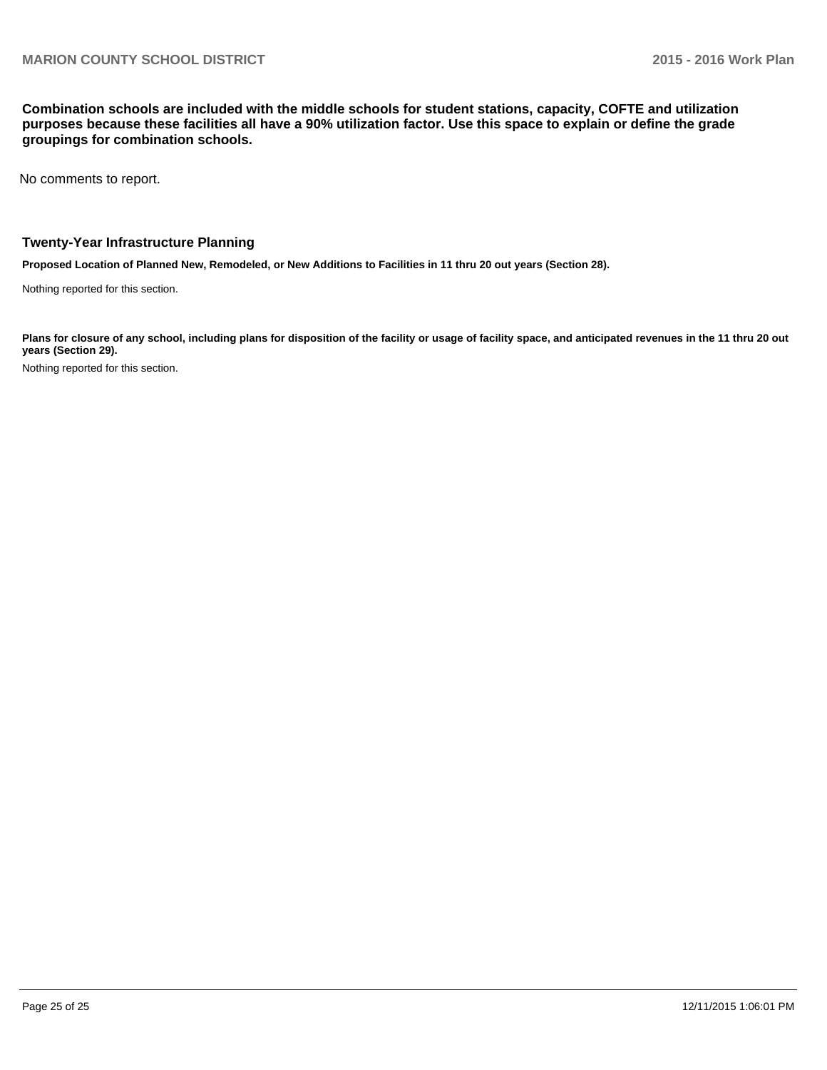**Combination schools are included with the middle schools for student stations, capacity, COFTE and utilization purposes because these facilities all have a 90% utilization factor. Use this space to explain or define the grade groupings for combination schools.**

No comments to report.

## Twenty-Year Infrastructure Planning

**Proposed Location of Planned New, Remodeled, or New Additions to Facilities in 11 thru 20 out years (Section 28).**

Nothing reported for this section.

**Plans for closure of any school, including plans for disposition of the facility or usage of facility space, and anticipated revenues in the 11 thru 20 out years (Section 29).**

Nothing reported for this section.